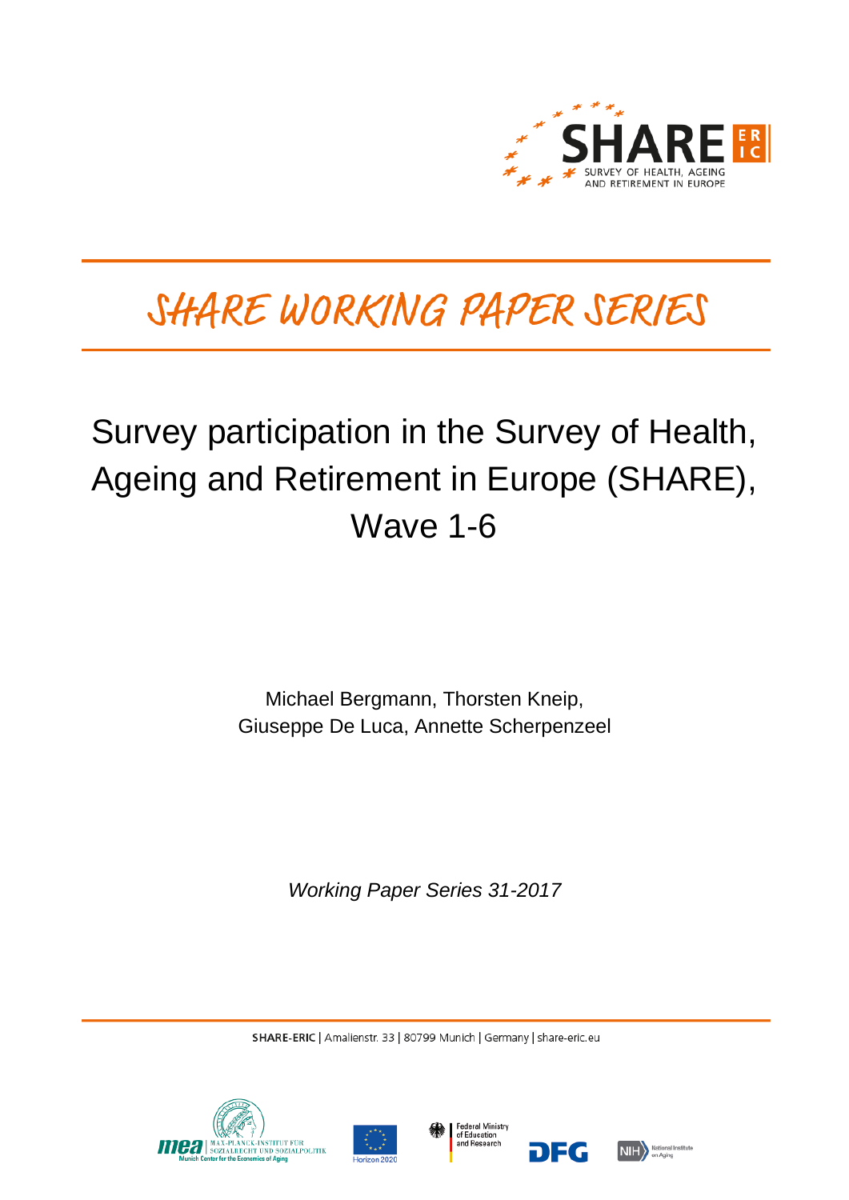SHARE ERIC

SURVEY OF HEALTH, AGEING AND RETIREMENT IN EUROPE

SHARE WORKING PAPER SERIES

# Survey participation in the Survey of Health, Ageing and Retirement in Europe (SHARE), Wave 1-6

Michael Bergmann, Thorsten Kneip, Giuseppe De Luca, Annette Scherpenzeel

*Working Paper Series 31-2017*

SHARE-ERIC | Amalienstr. 33 | 80799 Munich | Germany | share-eric.eu

mea | MAX-PLANCK-INSTITUT FÜR SOZIALRECHT UND SOZIALPOLITIK Munich Center for the Economics of Aging

Horizon 2020

Federal Ministry of Education and Research

DFG

NIH National Institute on Aging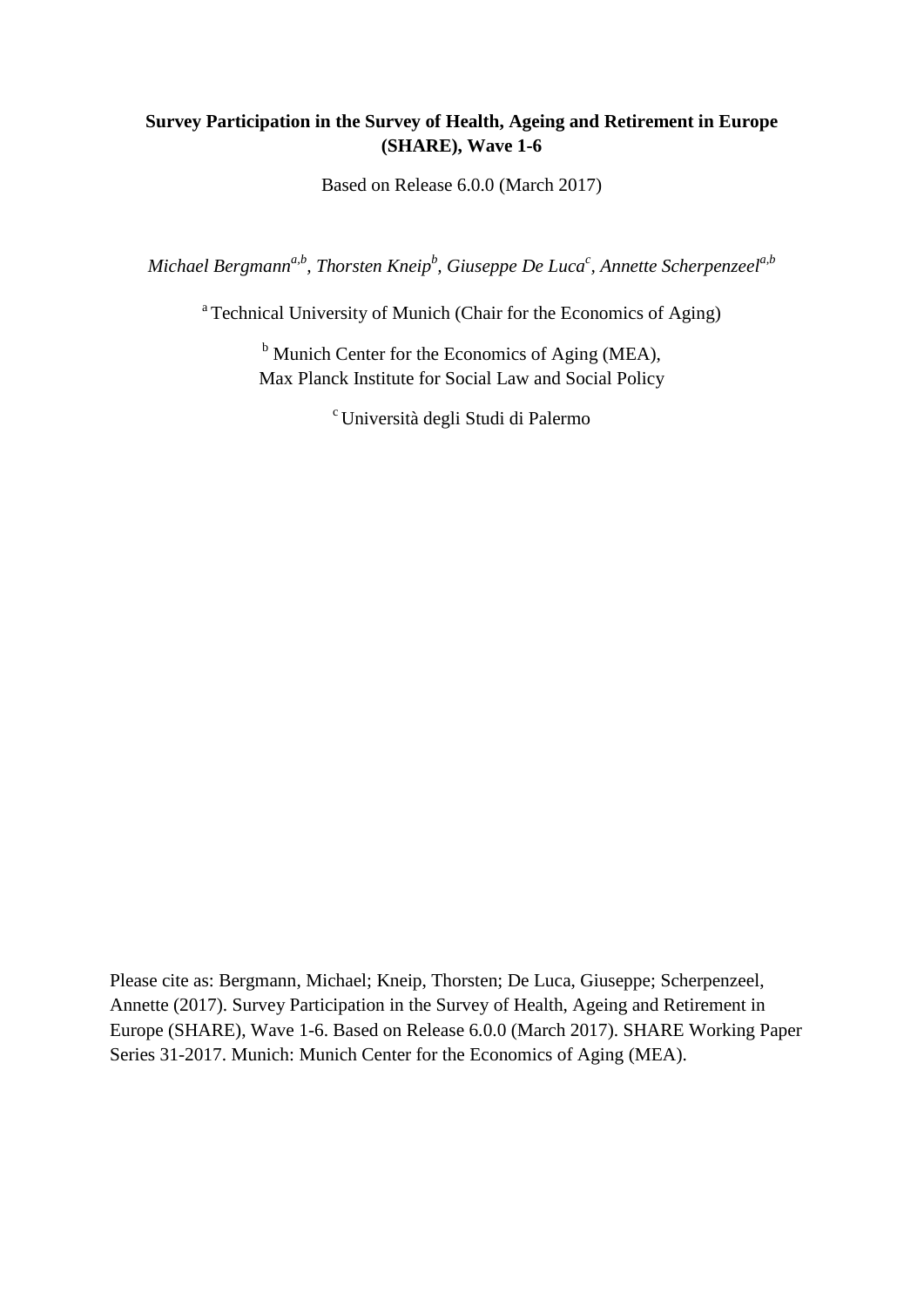**Survey Participation in the Survey of Health, Ageing and Retirement in Europe (SHARE), Wave 1-6**

Based on Release 6.0.0 (March 2017)

*Michael Bergmann[a,b], Thorsten Kneip[b], Giuseppe De Luca[c], Annette Scherpenzeel[a,b]*

[a] Technical University of Munich (Chair for the Economics of Aging)

[b] Munich Center for the Economics of Aging (MEA), Max Planck Institute for Social Law and Social Policy

[c] Università degli Studi di Palermo

Please cite as: Bergmann, Michael; Kneip, Thorsten; De Luca, Giuseppe; Scherpenzeel, Annette (2017). Survey Participation in the Survey of Health, Ageing and Retirement in Europe (SHARE), Wave 1-6. Based on Release 6.0.0 (March 2017). SHARE Working Paper Series 31-2017. Munich: Munich Center for the Economics of Aging (MEA).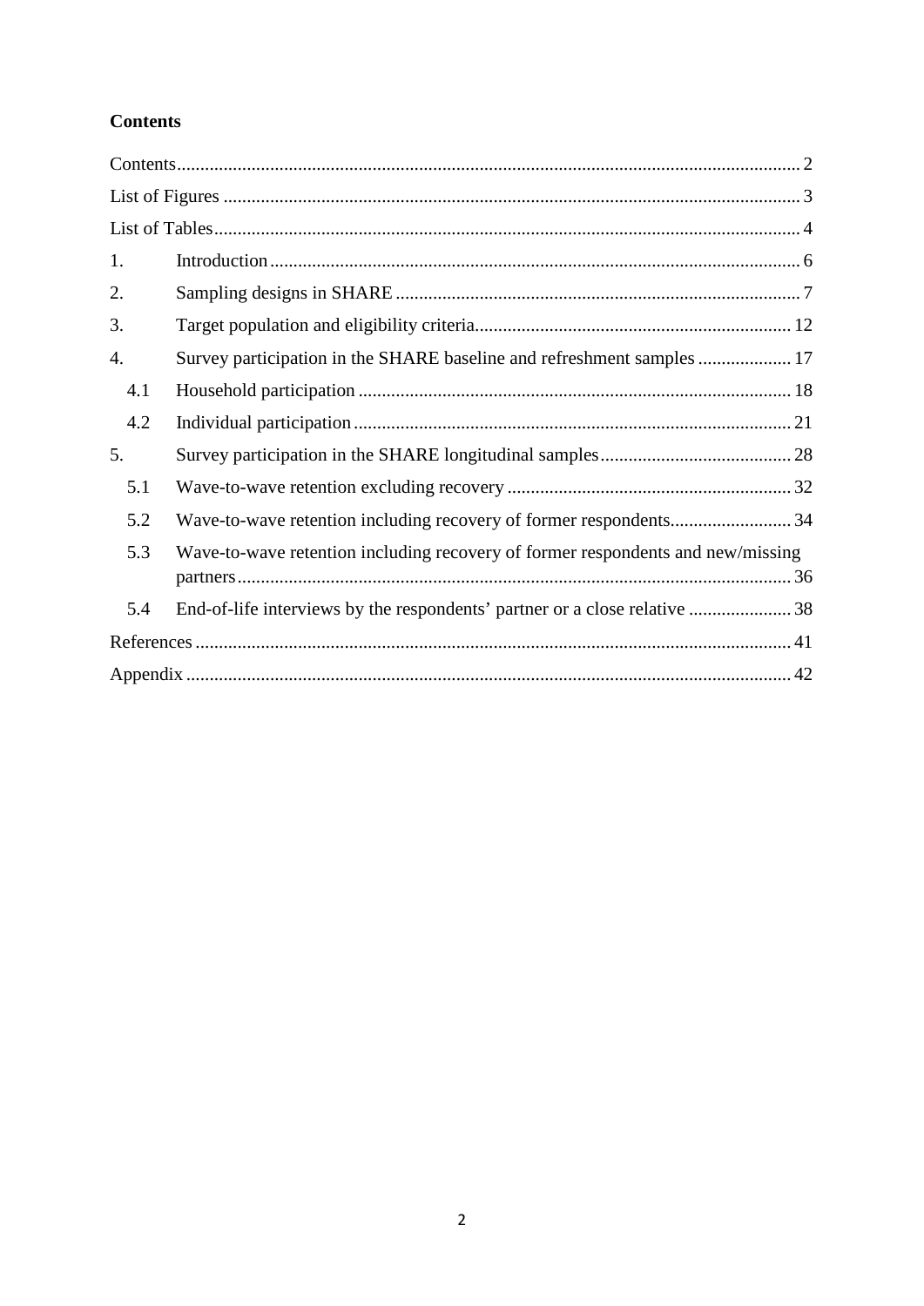**Contents**

Contents ..................................................................................................................... 2

List of Figures ............................................................................................................ 3

List of Tables .............................................................................................................. 4

1. Introduction ........................................................................................................... 6

2. Sampling designs in SHARE ................................................................................ 7

3. Target population and eligibility criteria ............................................................ 12

4. Survey participation in the SHARE baseline and refreshment samples ................ 17

   4.1 Household participation ................................................................................. 18

   4.2 Individual participation .................................................................................. 21

5. Survey participation in the SHARE longitudinal samples ................................... 28

   5.1 Wave-to-wave retention excluding recovery ................................................ 32

   5.2 Wave-to-wave retention including recovery of former respondents .............. 34

   5.3 Wave-to-wave retention including recovery of former respondents and new/missing partners ........................................................................................................ 36

   5.4 End-of-life interviews by the respondents' partner or a close relative ........... 38

References ................................................................................................................. 41

Appendix ................................................................................................................... 42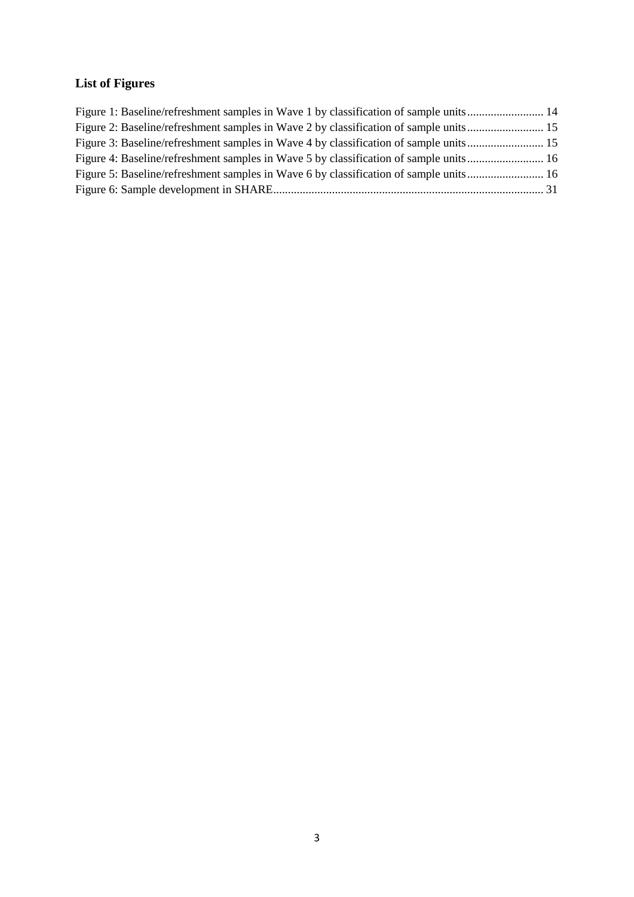## List of Figures

Figure 1: Baseline/refreshment samples in Wave 1 by classification of sample units .......................... 14
Figure 2: Baseline/refreshment samples in Wave 2 by classification of sample units .......................... 15
Figure 3: Baseline/refreshment samples in Wave 4 by classification of sample units .......................... 15
Figure 4: Baseline/refreshment samples in Wave 5 by classification of sample units .......................... 16
Figure 5: Baseline/refreshment samples in Wave 6 by classification of sample units .......................... 16
Figure 6: Sample development in SHARE .......................................................................................... 31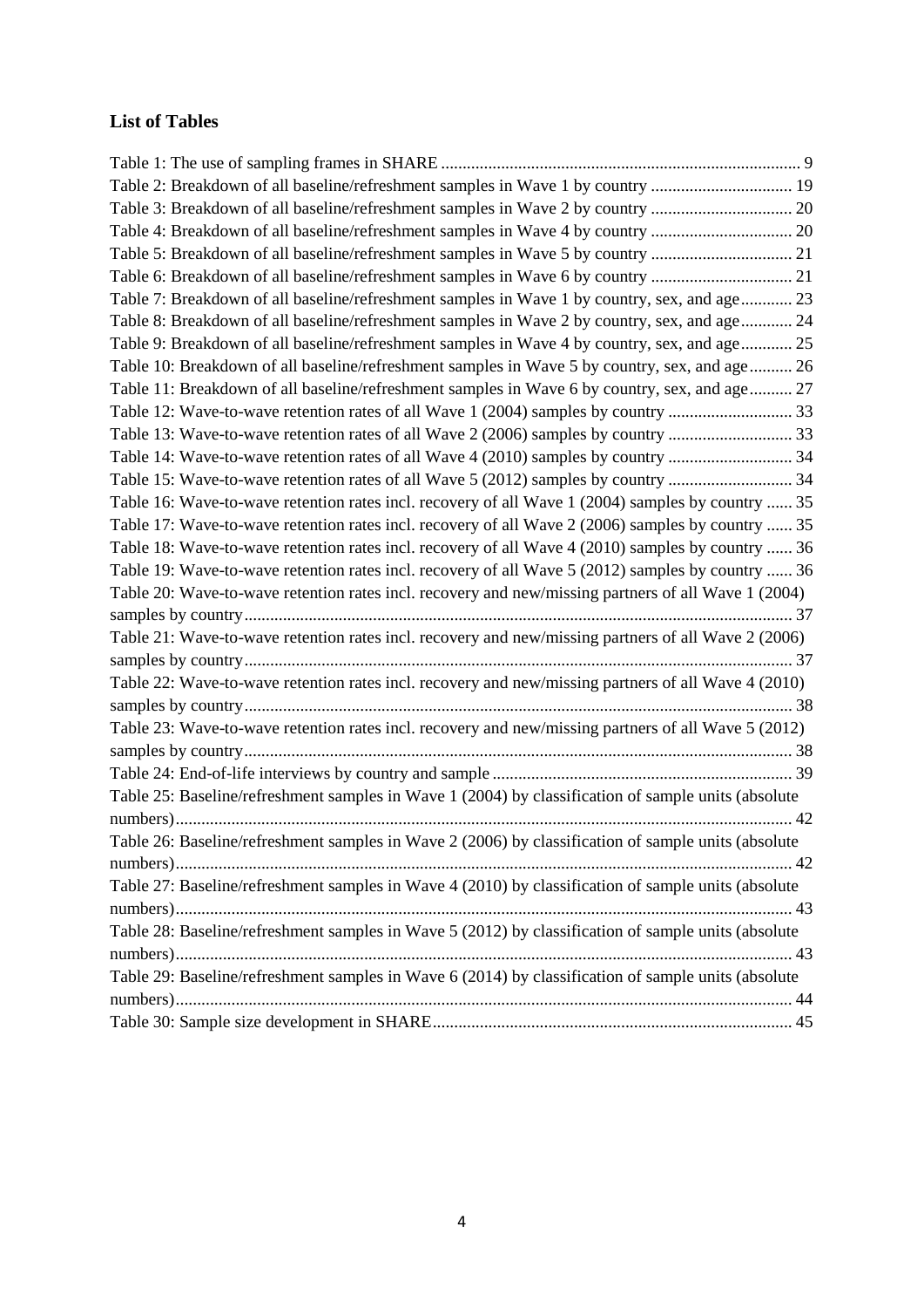## List of Tables

Table 1: The use of sampling frames in SHARE .................................................................................... 9
Table 2: Breakdown of all baseline/refreshment samples in Wave 1 by country ................................. 19
Table 3: Breakdown of all baseline/refreshment samples in Wave 2 by country ................................. 20
Table 4: Breakdown of all baseline/refreshment samples in Wave 4 by country ................................. 20
Table 5: Breakdown of all baseline/refreshment samples in Wave 5 by country ................................. 21
Table 6: Breakdown of all baseline/refreshment samples in Wave 6 by country ................................. 21
Table 7: Breakdown of all baseline/refreshment samples in Wave 1 by country, sex, and age............ 23
Table 8: Breakdown of all baseline/refreshment samples in Wave 2 by country, sex, and age............ 24
Table 9: Breakdown of all baseline/refreshment samples in Wave 4 by country, sex, and age............ 25
Table 10: Breakdown of all baseline/refreshment samples in Wave 5 by country, sex, and age.......... 26
Table 11: Breakdown of all baseline/refreshment samples in Wave 6 by country, sex, and age.......... 27
Table 12: Wave-to-wave retention rates of all Wave 1 (2004) samples by country ............................. 33
Table 13: Wave-to-wave retention rates of all Wave 2 (2006) samples by country ............................. 33
Table 14: Wave-to-wave retention rates of all Wave 4 (2010) samples by country ............................. 34
Table 15: Wave-to-wave retention rates of all Wave 5 (2012) samples by country ............................. 34
Table 16: Wave-to-wave retention rates incl. recovery of all Wave 1 (2004) samples by country ...... 35
Table 17: Wave-to-wave retention rates incl. recovery of all Wave 2 (2006) samples by country ...... 35
Table 18: Wave-to-wave retention rates incl. recovery of all Wave 4 (2010) samples by country ...... 36
Table 19: Wave-to-wave retention rates incl. recovery of all Wave 5 (2012) samples by country ...... 36
Table 20: Wave-to-wave retention rates incl. recovery and new/missing partners of all Wave 1 (2004) samples by country............................................................................................................................... 37
Table 21: Wave-to-wave retention rates incl. recovery and new/missing partners of all Wave 2 (2006) samples by country............................................................................................................................... 37
Table 22: Wave-to-wave retention rates incl. recovery and new/missing partners of all Wave 4 (2010) samples by country............................................................................................................................... 38
Table 23: Wave-to-wave retention rates incl. recovery and new/missing partners of all Wave 5 (2012) samples by country............................................................................................................................... 38
Table 24: End-of-life interviews by country and sample ...................................................................... 39
Table 25: Baseline/refreshment samples in Wave 1 (2004) by classification of sample units (absolute numbers)............................................................................................................................................... 42
Table 26: Baseline/refreshment samples in Wave 2 (2006) by classification of sample units (absolute numbers)............................................................................................................................................... 42
Table 27: Baseline/refreshment samples in Wave 4 (2010) by classification of sample units (absolute numbers)............................................................................................................................................... 43
Table 28: Baseline/refreshment samples in Wave 5 (2012) by classification of sample units (absolute numbers)............................................................................................................................................... 43
Table 29: Baseline/refreshment samples in Wave 6 (2014) by classification of sample units (absolute numbers)............................................................................................................................................... 44
Table 30: Sample size development in SHARE.................................................................................... 45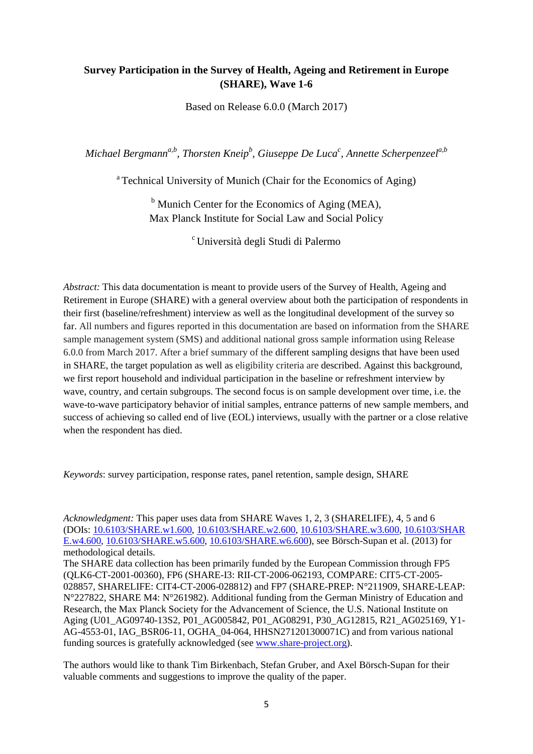**Survey Participation in the Survey of Health, Ageing and Retirement in Europe (SHARE), Wave 1-6**

Based on Release 6.0.0 (March 2017)

*Michael Bergmann*[a,b], *Thorsten Kneip*[b], *Giuseppe De Luca*[c], *Annette Scherpenzeel*[a,b]

[a] Technical University of Munich (Chair for the Economics of Aging)

[b] Munich Center for the Economics of Aging (MEA), Max Planck Institute for Social Law and Social Policy

[c] Università degli Studi di Palermo

*Abstract:* This data documentation is meant to provide users of the Survey of Health, Ageing and Retirement in Europe (SHARE) with a general overview about both the participation of respondents in their first (baseline/refreshment) interview as well as the longitudinal development of the survey so far. All numbers and figures reported in this documentation are based on information from the SHARE sample management system (SMS) and additional national gross sample information using Release 6.0.0 from March 2017. After a brief summary of the different sampling designs that have been used in SHARE, the target population as well as eligibility criteria are described. Against this background, we first report household and individual participation in the baseline or refreshment interview by wave, country, and certain subgroups. The second focus is on sample development over time, i.e. the wave-to-wave participatory behavior of initial samples, entrance patterns of new sample members, and success of achieving so called end of live (EOL) interviews, usually with the partner or a close relative when the respondent has died.

*Keywords*: survey participation, response rates, panel retention, sample design, SHARE

*Acknowledgment:* This paper uses data from SHARE Waves 1, 2, 3 (SHARELIFE), 4, 5 and 6 (DOIs: 10.6103/SHARE.w1.600, 10.6103/SHARE.w2.600, 10.6103/SHARE.w3.600, 10.6103/SHARE.w4.600, 10.6103/SHARE.w5.600, 10.6103/SHARE.w6.600), see Börsch-Supan et al. (2013) for methodological details.
The SHARE data collection has been primarily funded by the European Commission through FP5 (QLK6-CT-2001-00360), FP6 (SHARE-I3: RII-CT-2006-062193, COMPARE: CIT5-CT-2005-028857, SHARELIFE: CIT4-CT-2006-028812) and FP7 (SHARE-PREP: N°211909, SHARE-LEAP: N°227822, SHARE M4: N°261982). Additional funding from the German Ministry of Education and Research, the Max Planck Society for the Advancement of Science, the U.S. National Institute on Aging (U01_AG09740-13S2, P01_AG005842, P01_AG08291, P30_AG12815, R21_AG025169, Y1-AG-4553-01, IAG_BSR06-11, OGHA_04-064, HHSN271201300071C) and from various national funding sources is gratefully acknowledged (see www.share-project.org).

The authors would like to thank Tim Birkenbach, Stefan Gruber, and Axel Börsch-Supan for their valuable comments and suggestions to improve the quality of the paper.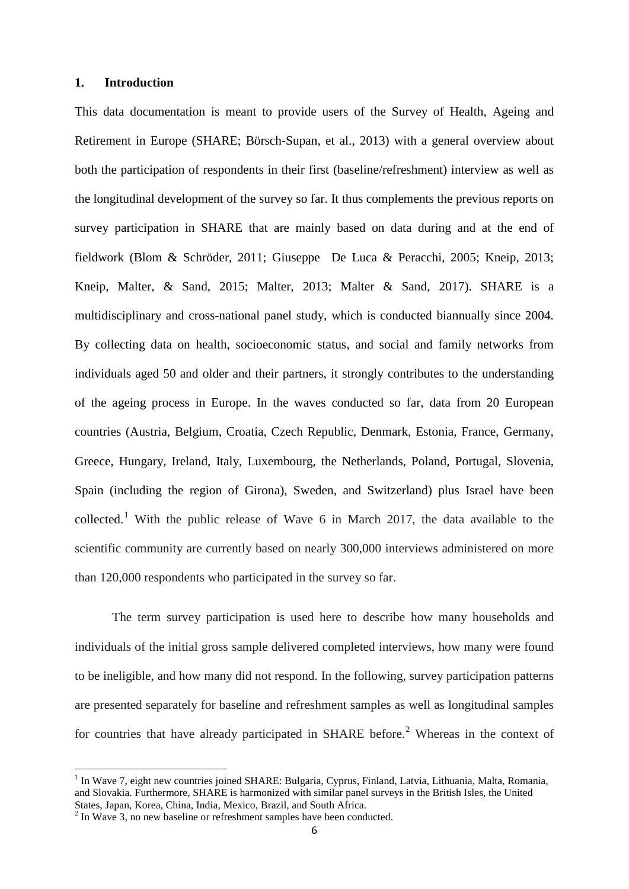## 1. Introduction

This data documentation is meant to provide users of the Survey of Health, Ageing and Retirement in Europe (SHARE; Börsch-Supan, et al., 2013) with a general overview about both the participation of respondents in their first (baseline/refreshment) interview as well as the longitudinal development of the survey so far. It thus complements the previous reports on survey participation in SHARE that are mainly based on data during and at the end of fieldwork (Blom & Schröder, 2011; Giuseppe De Luca & Peracchi, 2005; Kneip, 2013; Kneip, Malter, & Sand, 2015; Malter, 2013; Malter & Sand, 2017). SHARE is a multidisciplinary and cross-national panel study, which is conducted biannually since 2004. By collecting data on health, socioeconomic status, and social and family networks from individuals aged 50 and older and their partners, it strongly contributes to the understanding of the ageing process in Europe. In the waves conducted so far, data from 20 European countries (Austria, Belgium, Croatia, Czech Republic, Denmark, Estonia, France, Germany, Greece, Hungary, Ireland, Italy, Luxembourg, the Netherlands, Poland, Portugal, Slovenia, Spain (including the region of Girona), Sweden, and Switzerland) plus Israel have been collected.[1] With the public release of Wave 6 in March 2017, the data available to the scientific community are currently based on nearly 300,000 interviews administered on more than 120,000 respondents who participated in the survey so far.

The term survey participation is used here to describe how many households and individuals of the initial gross sample delivered completed interviews, how many were found to be ineligible, and how many did not respond. In the following, survey participation patterns are presented separately for baseline and refreshment samples as well as longitudinal samples for countries that have already participated in SHARE before.[2] Whereas in the context of

[1] In Wave 7, eight new countries joined SHARE: Bulgaria, Cyprus, Finland, Latvia, Lithuania, Malta, Romania, and Slovakia. Furthermore, SHARE is harmonized with similar panel surveys in the British Isles, the United States, Japan, Korea, China, India, Mexico, Brazil, and South Africa.

[2] In Wave 3, no new baseline or refreshment samples have been conducted.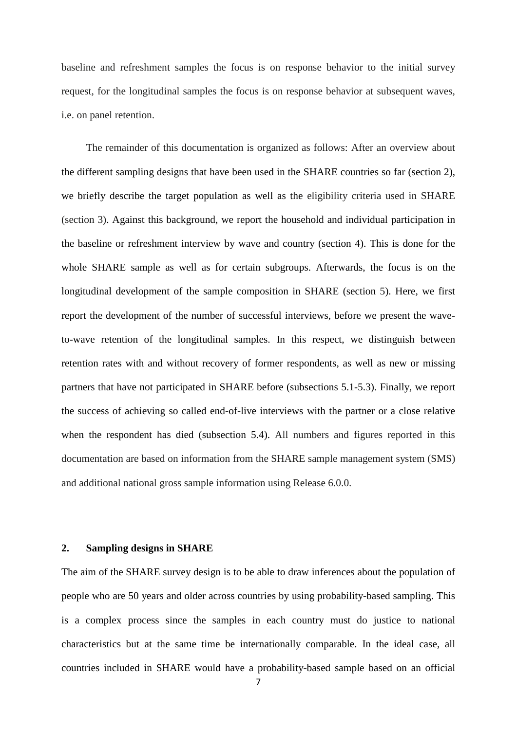baseline and refreshment samples the focus is on response behavior to the initial survey request, for the longitudinal samples the focus is on response behavior at subsequent waves, i.e. on panel retention.

The remainder of this documentation is organized as follows: After an overview about the different sampling designs that have been used in the SHARE countries so far (section 2), we briefly describe the target population as well as the eligibility criteria used in SHARE (section 3). Against this background, we report the household and individual participation in the baseline or refreshment interview by wave and country (section 4). This is done for the whole SHARE sample as well as for certain subgroups. Afterwards, the focus is on the longitudinal development of the sample composition in SHARE (section 5). Here, we first report the development of the number of successful interviews, before we present the wave-to-wave retention of the longitudinal samples. In this respect, we distinguish between retention rates with and without recovery of former respondents, as well as new or missing partners that have not participated in SHARE before (subsections 5.1-5.3). Finally, we report the success of achieving so called end-of-live interviews with the partner or a close relative when the respondent has died (subsection 5.4). All numbers and figures reported in this documentation are based on information from the SHARE sample management system (SMS) and additional national gross sample information using Release 6.0.0.

## 2. Sampling designs in SHARE

The aim of the SHARE survey design is to be able to draw inferences about the population of people who are 50 years and older across countries by using probability-based sampling. This is a complex process since the samples in each country must do justice to national characteristics but at the same time be internationally comparable. In the ideal case, all countries included in SHARE would have a probability-based sample based on an official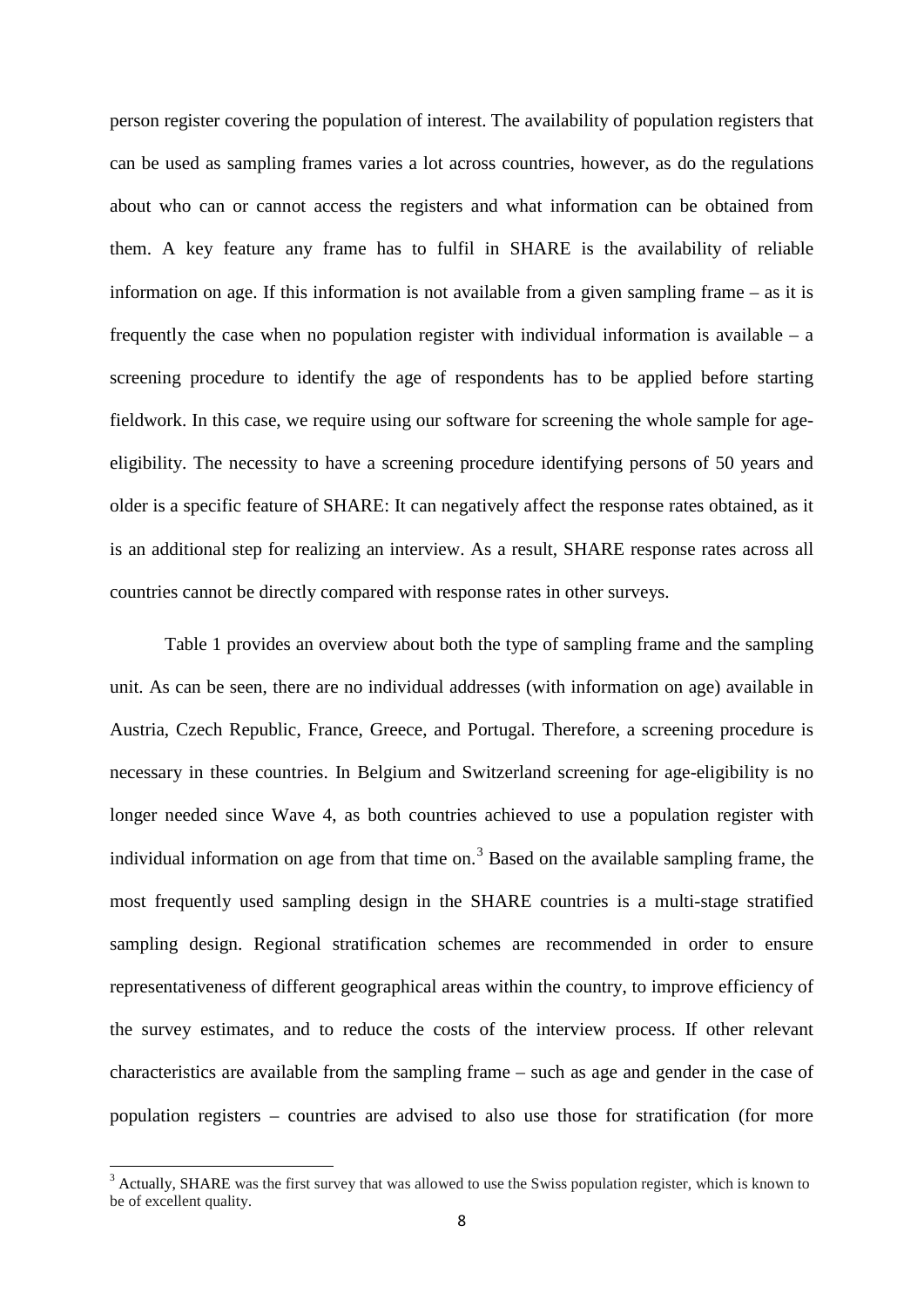person register covering the population of interest. The availability of population registers that can be used as sampling frames varies a lot across countries, however, as do the regulations about who can or cannot access the registers and what information can be obtained from them. A key feature any frame has to fulfil in SHARE is the availability of reliable information on age. If this information is not available from a given sampling frame – as it is frequently the case when no population register with individual information is available – a screening procedure to identify the age of respondents has to be applied before starting fieldwork. In this case, we require using our software for screening the whole sample for age-eligibility. The necessity to have a screening procedure identifying persons of 50 years and older is a specific feature of SHARE: It can negatively affect the response rates obtained, as it is an additional step for realizing an interview. As a result, SHARE response rates across all countries cannot be directly compared with response rates in other surveys.

Table 1 provides an overview about both the type of sampling frame and the sampling unit. As can be seen, there are no individual addresses (with information on age) available in Austria, Czech Republic, France, Greece, and Portugal. Therefore, a screening procedure is necessary in these countries. In Belgium and Switzerland screening for age-eligibility is no longer needed since Wave 4, as both countries achieved to use a population register with individual information on age from that time on.[3] Based on the available sampling frame, the most frequently used sampling design in the SHARE countries is a multi-stage stratified sampling design. Regional stratification schemes are recommended in order to ensure representativeness of different geographical areas within the country, to improve efficiency of the survey estimates, and to reduce the costs of the interview process. If other relevant characteristics are available from the sampling frame – such as age and gender in the case of population registers – countries are advised to also use those for stratification (for more

[3] Actually, SHARE was the first survey that was allowed to use the Swiss population register, which is known to be of excellent quality.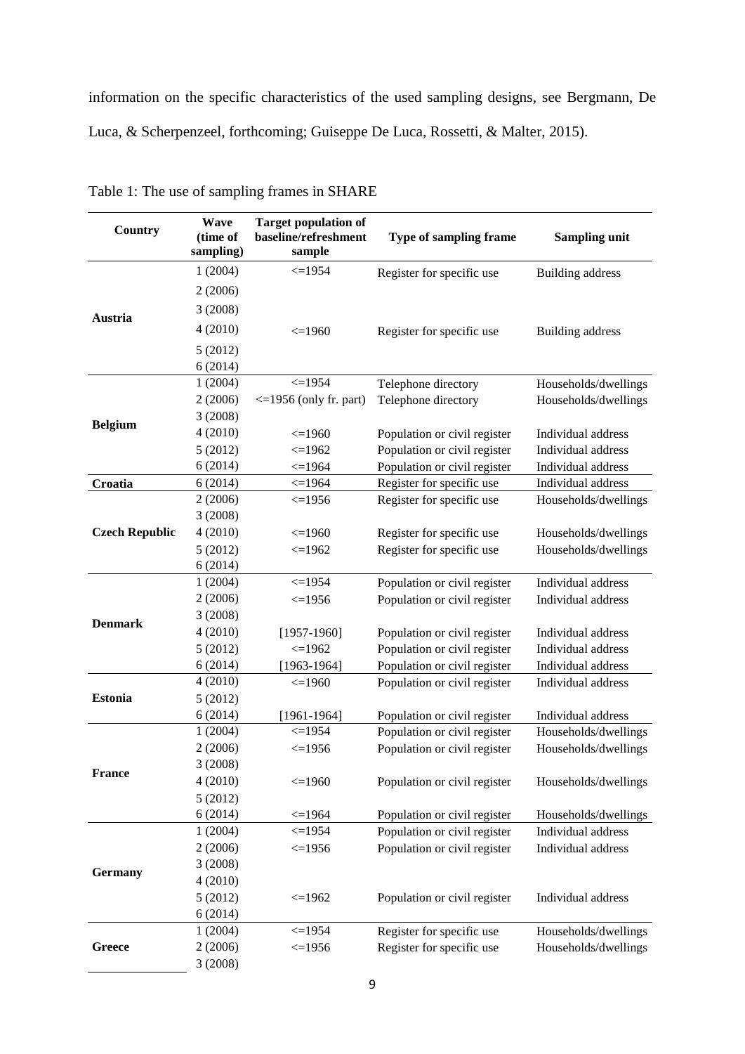information on the specific characteristics of the used sampling designs, see Bergmann, De Luca, & Scherpenzeel, forthcoming; Guiseppe De Luca, Rossetti, & Malter, 2015).

Table 1: The use of sampling frames in SHARE

| Country | Wave (time of sampling) | Target population of baseline/refreshment sample | Type of sampling frame | Sampling unit |
|---|---|---|---|---|
| Austria | 1 (2004) | <=1954 | Register for specific use | Building address |
| | 2 (2006) | | | |
| | 3 (2008) | | | |
| | 4 (2010) | <=1960 | Register for specific use | Building address |
| | 5 (2012) | | | |
| | 6 (2014) | | | |
| Belgium | 1 (2004) | <=1954 | Telephone directory | Households/dwellings |
| | 2 (2006) | <=1956 (only fr. part) | Telephone directory | Households/dwellings |
| | 3 (2008) | | | |
| | 4 (2010) | <=1960 | Population or civil register | Individual address |
| | 5 (2012) | <=1962 | Population or civil register | Individual address |
| | 6 (2014) | <=1964 | Population or civil register | Individual address |
| Croatia | 6 (2014) | <=1964 | Register for specific use | Individual address |
| Czech Republic | 2 (2006) | <=1956 | Register for specific use | Households/dwellings |
| | 3 (2008) | | | |
| | 4 (2010) | <=1960 | Register for specific use | Households/dwellings |
| | 5 (2012) | <=1962 | Register for specific use | Households/dwellings |
| | 6 (2014) | | | |
| Denmark | 1 (2004) | <=1954 | Population or civil register | Individual address |
| | 2 (2006) | <=1956 | Population or civil register | Individual address |
| | 3 (2008) | | | |
| | 4 (2010) | [1957-1960] | Population or civil register | Individual address |
| | 5 (2012) | <=1962 | Population or civil register | Individual address |
| | 6 (2014) | [1963-1964] | Population or civil register | Individual address |
| Estonia | 4 (2010) | <=1960 | Population or civil register | Individual address |
| | 5 (2012) | | | |
| | 6 (2014) | [1961-1964] | Population or civil register | Individual address |
| France | 1 (2004) | <=1954 | Population or civil register | Households/dwellings |
| | 2 (2006) | <=1956 | Population or civil register | Households/dwellings |
| | 3 (2008) | | | |
| | 4 (2010) | <=1960 | Population or civil register | Households/dwellings |
| | 5 (2012) | | | |
| | 6 (2014) | <=1964 | Population or civil register | Households/dwellings |
| Germany | 1 (2004) | <=1954 | Population or civil register | Individual address |
| | 2 (2006) | <=1956 | Population or civil register | Individual address |
| | 3 (2008) | | | |
| | 4 (2010) | | | |
| | 5 (2012) | <=1962 | Population or civil register | Individual address |
| | 6 (2014) | | | |
| Greece | 1 (2004) | <=1954 | Register for specific use | Households/dwellings |
| | 2 (2006) | <=1956 | Register for specific use | Households/dwellings |
| | 3 (2008) | | | |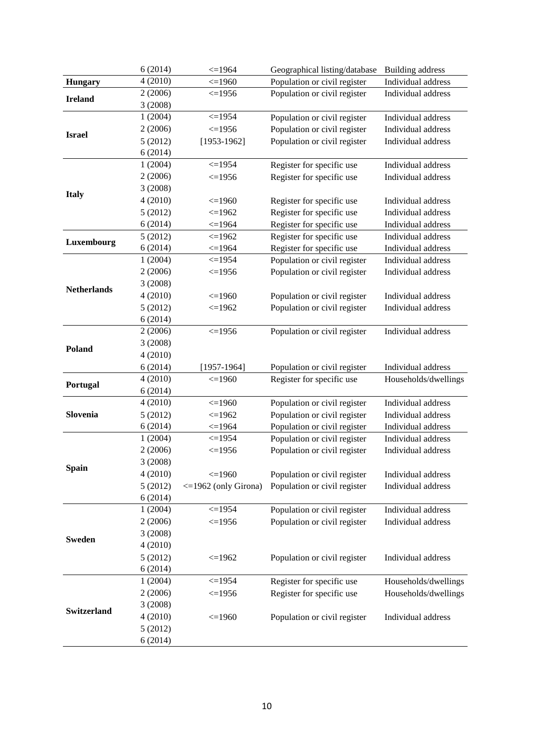| | 6 (2014) | <=1964 | Geographical listing/database | Building address |
|---|---|---|---|---|
| **Hungary** | 4 (2010) | <=1960 | Population or civil register | Individual address |
| **Ireland** | 2 (2006) | <=1956 | Population or civil register | Individual address |
| | 3 (2008) | | | |
| **Israel** | 1 (2004) | <=1954 | Population or civil register | Individual address |
| | 2 (2006) | <=1956 | Population or civil register | Individual address |
| | 5 (2012) | [1953-1962] | Population or civil register | Individual address |
| | 6 (2014) | | | |
| **Italy** | 1 (2004) | <=1954 | Register for specific use | Individual address |
| | 2 (2006) | <=1956 | Register for specific use | Individual address |
| | 3 (2008) | | | |
| | 4 (2010) | <=1960 | Register for specific use | Individual address |
| | 5 (2012) | <=1962 | Register for specific use | Individual address |
| | 6 (2014) | <=1964 | Register for specific use | Individual address |
| **Luxembourg** | 5 (2012) | <=1962 | Register for specific use | Individual address |
| | 6 (2014) | <=1964 | Register for specific use | Individual address |
| **Netherlands** | 1 (2004) | <=1954 | Population or civil register | Individual address |
| | 2 (2006) | <=1956 | Population or civil register | Individual address |
| | 3 (2008) | | | |
| | 4 (2010) | <=1960 | Population or civil register | Individual address |
| | 5 (2012) | <=1962 | Population or civil register | Individual address |
| | 6 (2014) | | | |
| **Poland** | 2 (2006) | <=1956 | Population or civil register | Individual address |
| | 3 (2008) | | | |
| | 4 (2010) | | | |
| | 6 (2014) | [1957-1964] | Population or civil register | Individual address |
| **Portugal** | 4 (2010) | <=1960 | Register for specific use | Households/dwellings |
| | 6 (2014) | | | |
| **Slovenia** | 4 (2010) | <=1960 | Population or civil register | Individual address |
| | 5 (2012) | <=1962 | Population or civil register | Individual address |
| | 6 (2014) | <=1964 | Population or civil register | Individual address |
| **Spain** | 1 (2004) | <=1954 | Population or civil register | Individual address |
| | 2 (2006) | <=1956 | Population or civil register | Individual address |
| | 3 (2008) | | | |
| | 4 (2010) | <=1960 | Population or civil register | Individual address |
| | 5 (2012) | <=1962 (only Girona) | Population or civil register | Individual address |
| | 6 (2014) | | | |
| **Sweden** | 1 (2004) | <=1954 | Population or civil register | Individual address |
| | 2 (2006) | <=1956 | Population or civil register | Individual address |
| | 3 (2008) | | | |
| | 4 (2010) | | | |
| | 5 (2012) | <=1962 | Population or civil register | Individual address |
| | 6 (2014) | | | |
| **Switzerland** | 1 (2004) | <=1954 | Register for specific use | Households/dwellings |
| | 2 (2006) | <=1956 | Register for specific use | Households/dwellings |
| | 3 (2008) | | | |
| | 4 (2010) | <=1960 | Population or civil register | Individual address |
| | 5 (2012) | | | |
| | 6 (2014) | | | |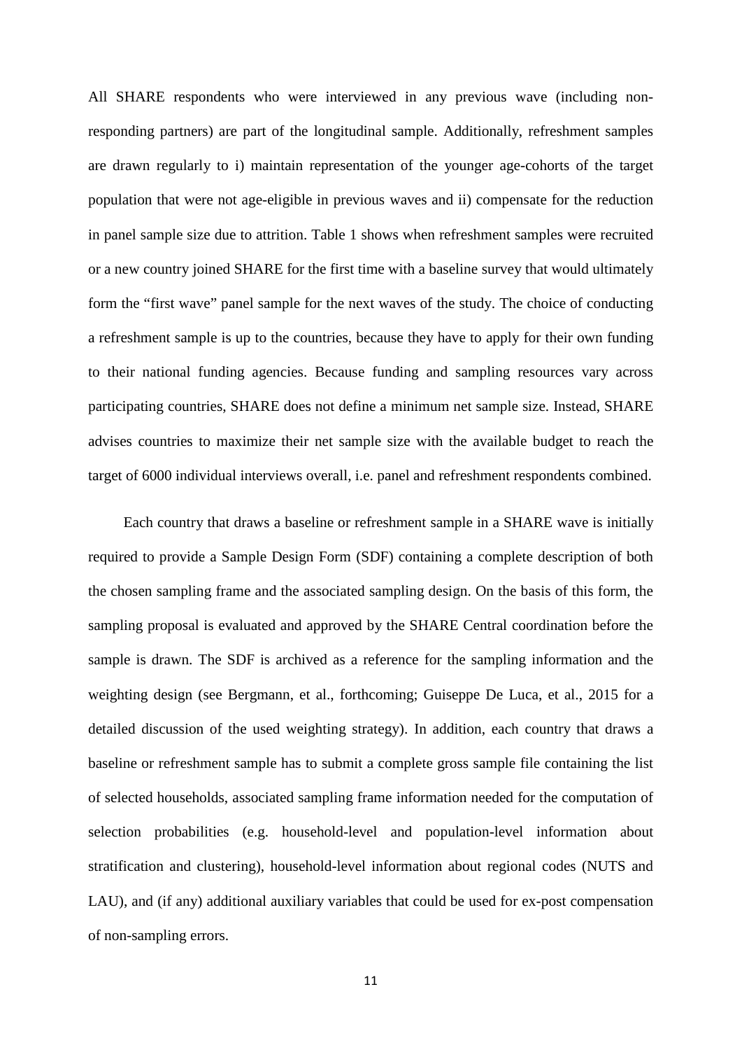All SHARE respondents who were interviewed in any previous wave (including non-responding partners) are part of the longitudinal sample. Additionally, refreshment samples are drawn regularly to i) maintain representation of the younger age-cohorts of the target population that were not age-eligible in previous waves and ii) compensate for the reduction in panel sample size due to attrition. Table 1 shows when refreshment samples were recruited or a new country joined SHARE for the first time with a baseline survey that would ultimately form the "first wave" panel sample for the next waves of the study. The choice of conducting a refreshment sample is up to the countries, because they have to apply for their own funding to their national funding agencies. Because funding and sampling resources vary across participating countries, SHARE does not define a minimum net sample size. Instead, SHARE advises countries to maximize their net sample size with the available budget to reach the target of 6000 individual interviews overall, i.e. panel and refreshment respondents combined.

Each country that draws a baseline or refreshment sample in a SHARE wave is initially required to provide a Sample Design Form (SDF) containing a complete description of both the chosen sampling frame and the associated sampling design. On the basis of this form, the sampling proposal is evaluated and approved by the SHARE Central coordination before the sample is drawn. The SDF is archived as a reference for the sampling information and the weighting design (see Bergmann, et al., forthcoming; Guiseppe De Luca, et al., 2015 for a detailed discussion of the used weighting strategy). In addition, each country that draws a baseline or refreshment sample has to submit a complete gross sample file containing the list of selected households, associated sampling frame information needed for the computation of selection probabilities (e.g. household-level and population-level information about stratification and clustering), household-level information about regional codes (NUTS and LAU), and (if any) additional auxiliary variables that could be used for ex-post compensation of non-sampling errors.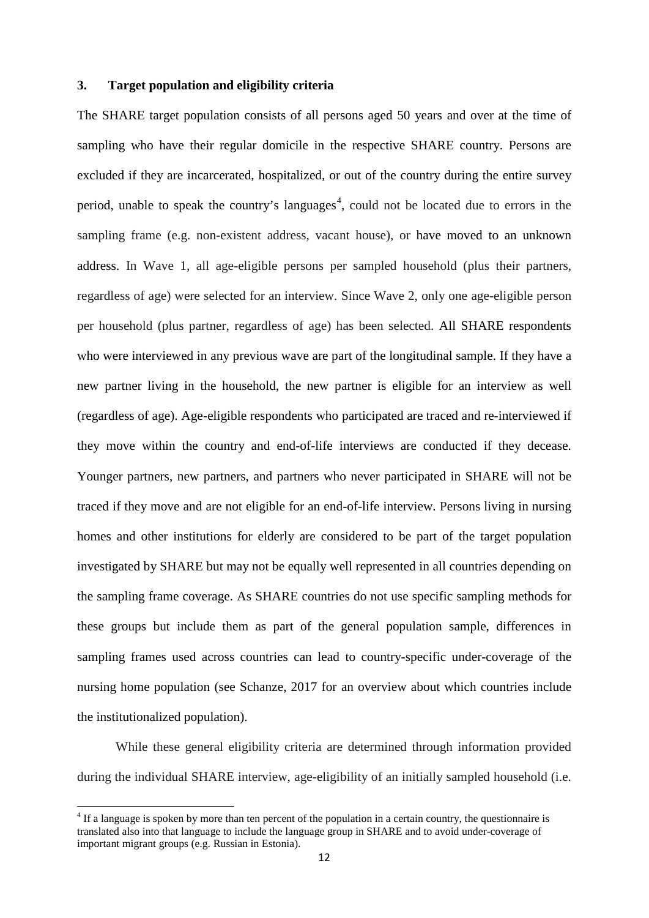## 3. Target population and eligibility criteria

The SHARE target population consists of all persons aged 50 years and over at the time of sampling who have their regular domicile in the respective SHARE country. Persons are excluded if they are incarcerated, hospitalized, or out of the country during the entire survey period, unable to speak the country's languages[4], could not be located due to errors in the sampling frame (e.g. non-existent address, vacant house), or have moved to an unknown address. In Wave 1, all age-eligible persons per sampled household (plus their partners, regardless of age) were selected for an interview. Since Wave 2, only one age-eligible person per household (plus partner, regardless of age) has been selected. All SHARE respondents who were interviewed in any previous wave are part of the longitudinal sample. If they have a new partner living in the household, the new partner is eligible for an interview as well (regardless of age). Age-eligible respondents who participated are traced and re-interviewed if they move within the country and end-of-life interviews are conducted if they decease. Younger partners, new partners, and partners who never participated in SHARE will not be traced if they move and are not eligible for an end-of-life interview. Persons living in nursing homes and other institutions for elderly are considered to be part of the target population investigated by SHARE but may not be equally well represented in all countries depending on the sampling frame coverage. As SHARE countries do not use specific sampling methods for these groups but include them as part of the general population sample, differences in sampling frames used across countries can lead to country-specific under-coverage of the nursing home population (see Schanze, 2017 for an overview about which countries include the institutionalized population).

While these general eligibility criteria are determined through information provided during the individual SHARE interview, age-eligibility of an initially sampled household (i.e.

[4] If a language is spoken by more than ten percent of the population in a certain country, the questionnaire is translated also into that language to include the language group in SHARE and to avoid under-coverage of important migrant groups (e.g. Russian in Estonia).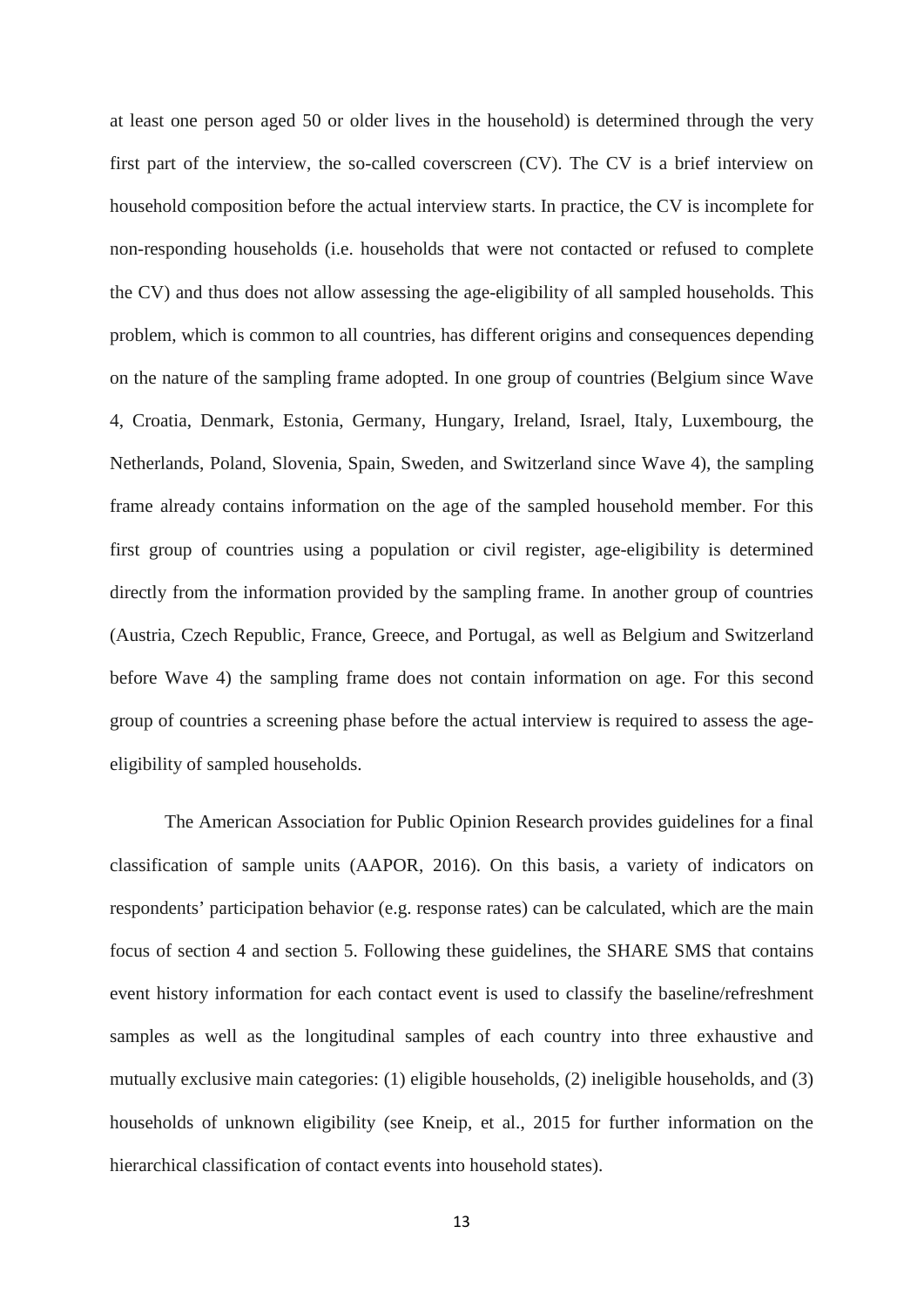at least one person aged 50 or older lives in the household) is determined through the very first part of the interview, the so-called coverscreen (CV). The CV is a brief interview on household composition before the actual interview starts. In practice, the CV is incomplete for non-responding households (i.e. households that were not contacted or refused to complete the CV) and thus does not allow assessing the age-eligibility of all sampled households. This problem, which is common to all countries, has different origins and consequences depending on the nature of the sampling frame adopted. In one group of countries (Belgium since Wave 4, Croatia, Denmark, Estonia, Germany, Hungary, Ireland, Israel, Italy, Luxembourg, the Netherlands, Poland, Slovenia, Spain, Sweden, and Switzerland since Wave 4), the sampling frame already contains information on the age of the sampled household member. For this first group of countries using a population or civil register, age-eligibility is determined directly from the information provided by the sampling frame. In another group of countries (Austria, Czech Republic, France, Greece, and Portugal, as well as Belgium and Switzerland before Wave 4) the sampling frame does not contain information on age. For this second group of countries a screening phase before the actual interview is required to assess the age-eligibility of sampled households.

The American Association for Public Opinion Research provides guidelines for a final classification of sample units (AAPOR, 2016). On this basis, a variety of indicators on respondents' participation behavior (e.g. response rates) can be calculated, which are the main focus of section 4 and section 5. Following these guidelines, the SHARE SMS that contains event history information for each contact event is used to classify the baseline/refreshment samples as well as the longitudinal samples of each country into three exhaustive and mutually exclusive main categories: (1) eligible households, (2) ineligible households, and (3) households of unknown eligibility (see Kneip, et al., 2015 for further information on the hierarchical classification of contact events into household states).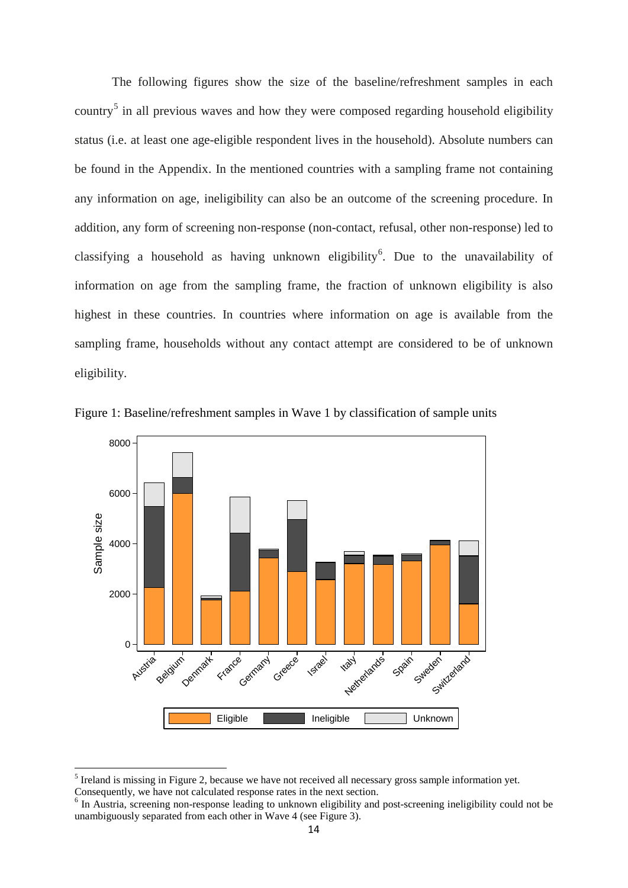The following figures show the size of the baseline/refreshment samples in each country[5] in all previous waves and how they were composed regarding household eligibility status (i.e. at least one age-eligible respondent lives in the household). Absolute numbers can be found in the Appendix. In the mentioned countries with a sampling frame not containing any information on age, ineligibility can also be an outcome of the screening procedure. In addition, any form of screening non-response (non-contact, refusal, other non-response) led to classifying a household as having unknown eligibility[6]. Due to the unavailability of information on age from the sampling frame, the fraction of unknown eligibility is also highest in these countries. In countries where information on age is available from the sampling frame, households without any contact attempt are considered to be of unknown eligibility.

Figure 1: Baseline/refreshment samples in Wave 1 by classification of sample units

[5] Ireland is missing in Figure 2, because we have not received all necessary gross sample information yet. Consequently, we have not calculated response rates in the next section.

[6] In Austria, screening non-response leading to unknown eligibility and post-screening ineligibility could not be unambiguously separated from each other in Wave 4 (see Figure 3).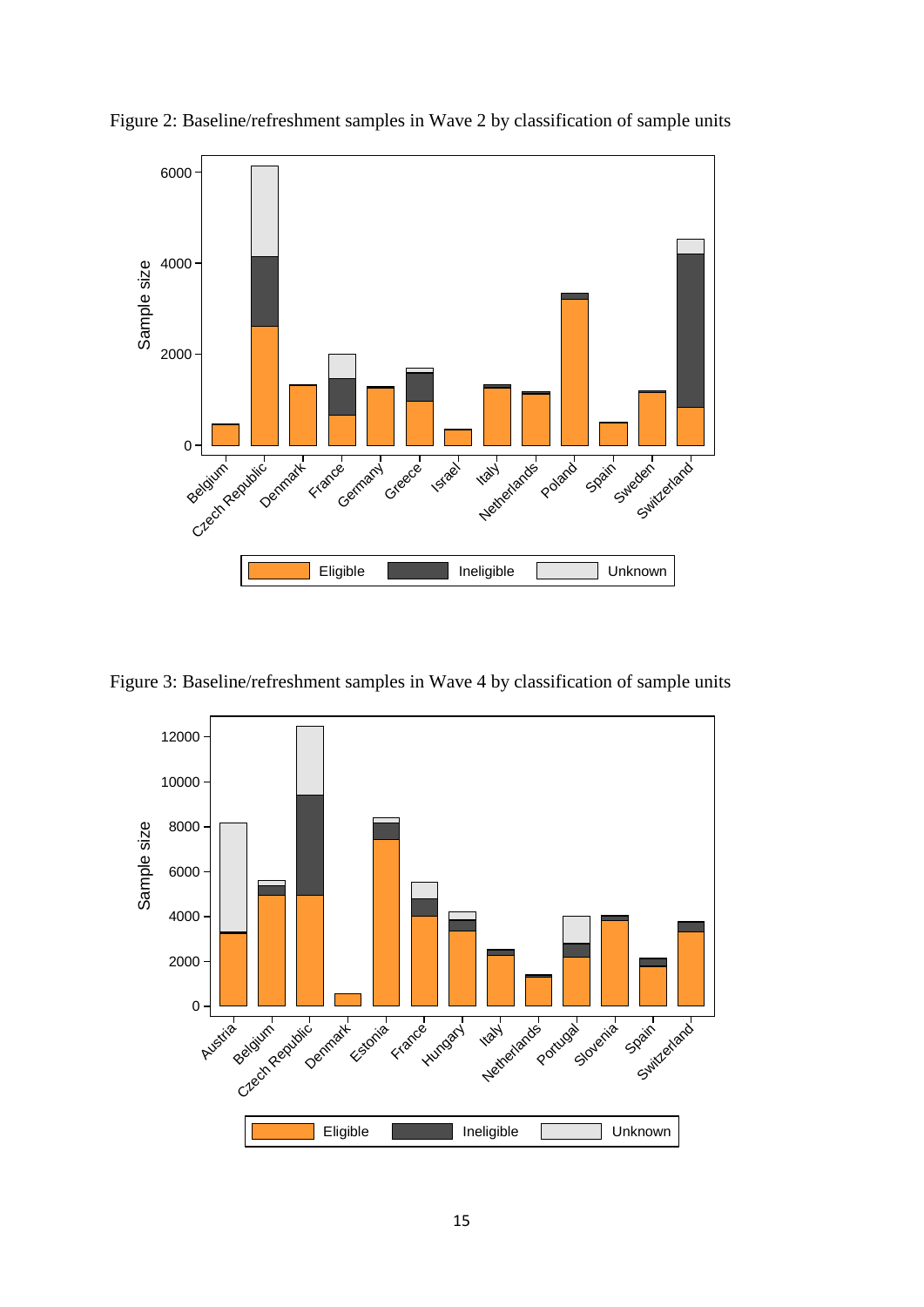Figure 2: Baseline/refreshment samples in Wave 2 by classification of sample units

Figure 3: Baseline/refreshment samples in Wave 4 by classification of sample units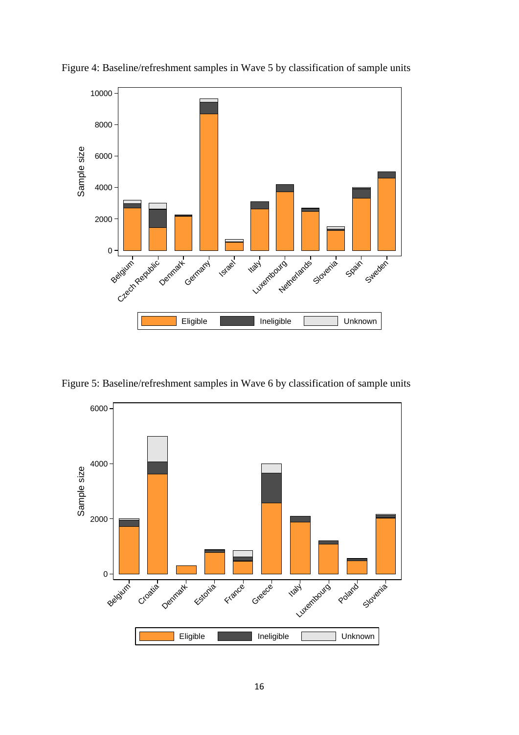Figure 4: Baseline/refreshment samples in Wave 5 by classification of sample units

Figure 5: Baseline/refreshment samples in Wave 6 by classification of sample units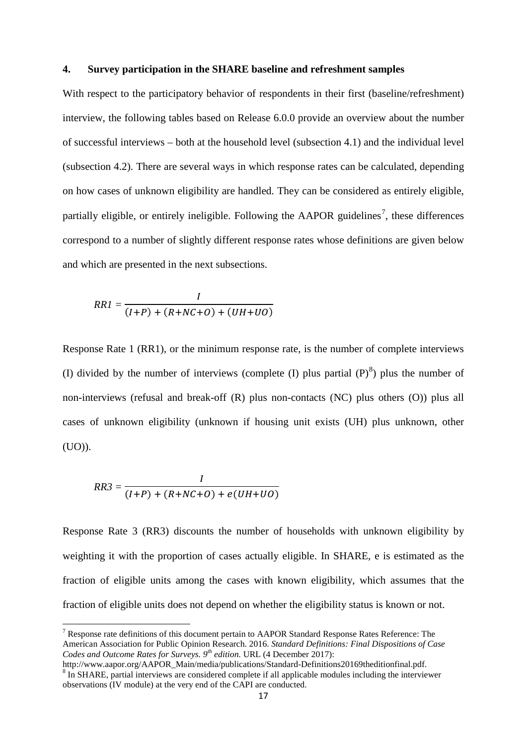## 4. Survey participation in the SHARE baseline and refreshment samples

With respect to the participatory behavior of respondents in their first (baseline/refreshment) interview, the following tables based on Release 6.0.0 provide an overview about the number of successful interviews – both at the household level (subsection 4.1) and the individual level (subsection 4.2). There are several ways in which response rates can be calculated, depending on how cases of unknown eligibility are handled. They can be considered as entirely eligible, partially eligible, or entirely ineligible. Following the AAPOR guidelines[7], these differences correspond to a number of slightly different response rates whose definitions are given below and which are presented in the next subsections.

$$RR1 = \frac{I}{(I+P) + (R+NC+O) + (UH+UO)}$$

Response Rate 1 (RR1), or the minimum response rate, is the number of complete interviews (I) divided by the number of interviews (complete (I) plus partial (P)[8]) plus the number of non-interviews (refusal and break-off (R) plus non-contacts (NC) plus others (O)) plus all cases of unknown eligibility (unknown if housing unit exists (UH) plus unknown, other (UO)).

$$RR3 = \frac{I}{(I+P) + (R+NC+O) + e(UH+UO)}$$

Response Rate 3 (RR3) discounts the number of households with unknown eligibility by weighting it with the proportion of cases actually eligible. In SHARE, e is estimated as the fraction of eligible units among the cases with known eligibility, which assumes that the fraction of eligible units does not depend on whether the eligibility status is known or not.

---

[7] Response rate definitions of this document pertain to AAPOR Standard Response Rates Reference: The American Association for Public Opinion Research. 2016. *Standard Definitions: Final Dispositions of Case Codes and Outcome Rates for Surveys. 9th edition.* URL (4 December 2017): http://www.aapor.org/AAPOR_Main/media/publications/Standard-Definitions20169theditionfinal.pdf.

[8] In SHARE, partial interviews are considered complete if all applicable modules including the interviewer observations (IV module) at the very end of the CAPI are conducted.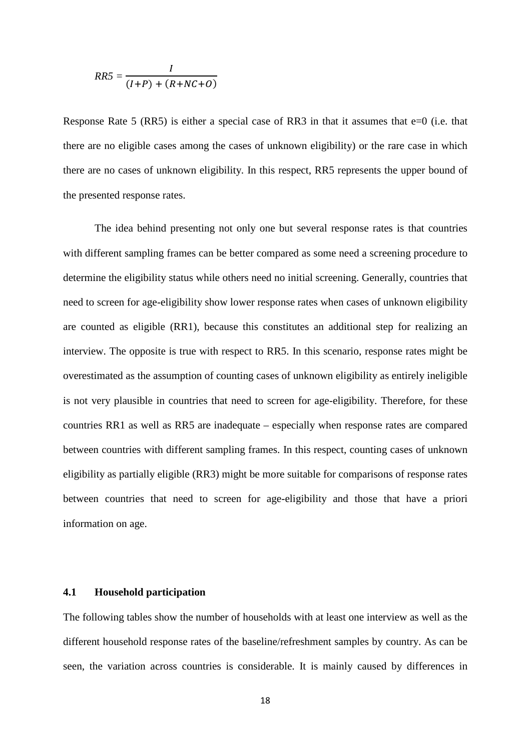$$RR5 = \frac{I}{(I+P) + (R+NC+O)}$$

Response Rate 5 (RR5) is either a special case of RR3 in that it assumes that e=0 (i.e. that there are no eligible cases among the cases of unknown eligibility) or the rare case in which there are no cases of unknown eligibility. In this respect, RR5 represents the upper bound of the presented response rates.

The idea behind presenting not only one but several response rates is that countries with different sampling frames can be better compared as some need a screening procedure to determine the eligibility status while others need no initial screening. Generally, countries that need to screen for age-eligibility show lower response rates when cases of unknown eligibility are counted as eligible (RR1), because this constitutes an additional step for realizing an interview. The opposite is true with respect to RR5. In this scenario, response rates might be overestimated as the assumption of counting cases of unknown eligibility as entirely ineligible is not very plausible in countries that need to screen for age-eligibility. Therefore, for these countries RR1 as well as RR5 are inadequate – especially when response rates are compared between countries with different sampling frames. In this respect, counting cases of unknown eligibility as partially eligible (RR3) might be more suitable for comparisons of response rates between countries that need to screen for age-eligibility and those that have a priori information on age.

### 4.1 Household participation

The following tables show the number of households with at least one interview as well as the different household response rates of the baseline/refreshment samples by country. As can be seen, the variation across countries is considerable. It is mainly caused by differences in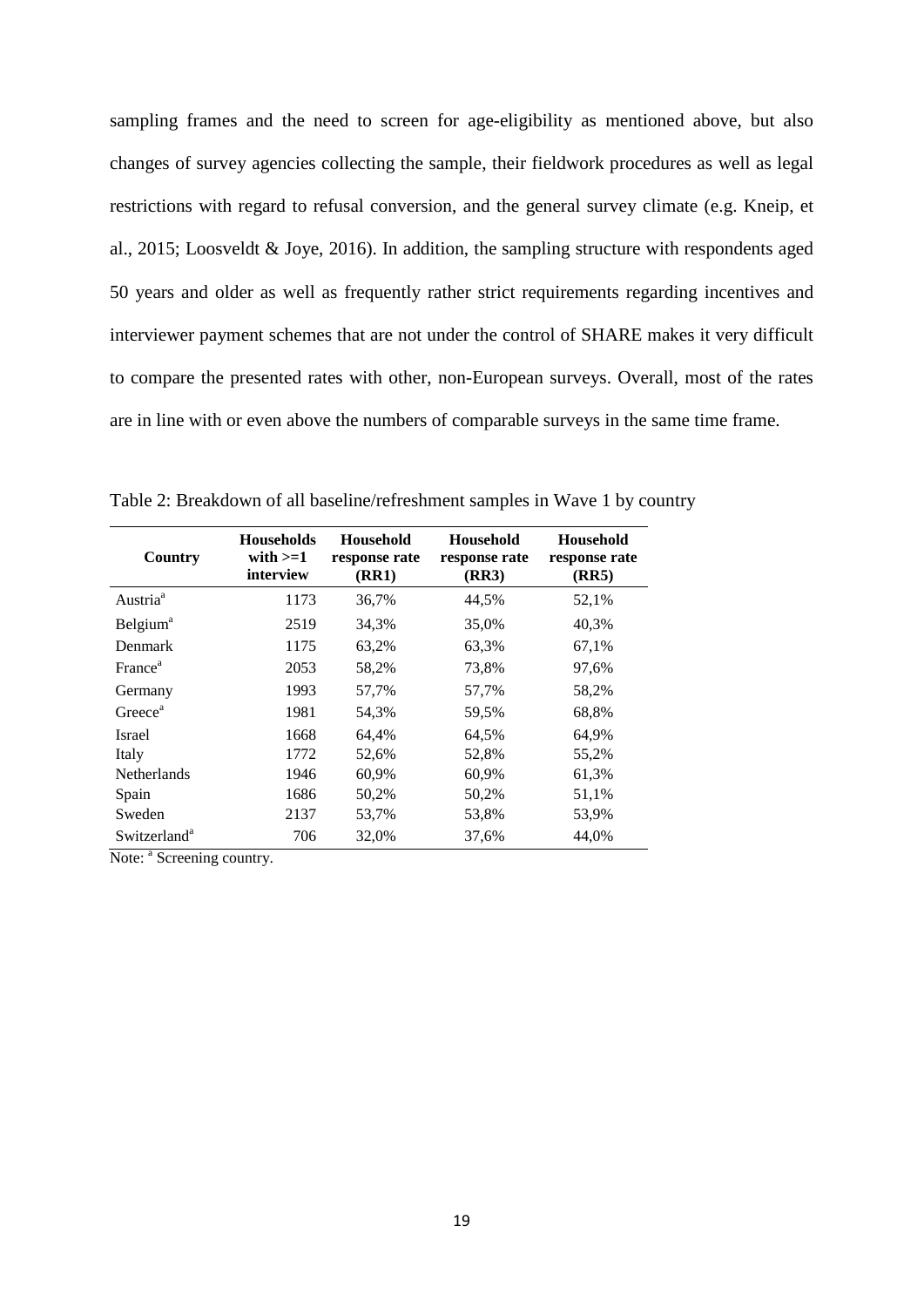sampling frames and the need to screen for age-eligibility as mentioned above, but also changes of survey agencies collecting the sample, their fieldwork procedures as well as legal restrictions with regard to refusal conversion, and the general survey climate (e.g. Kneip, et al., 2015; Loosveldt & Joye, 2016). In addition, the sampling structure with respondents aged 50 years and older as well as frequently rather strict requirements regarding incentives and interviewer payment schemes that are not under the control of SHARE makes it very difficult to compare the presented rates with other, non-European surveys. Overall, most of the rates are in line with or even above the numbers of comparable surveys in the same time frame.

Table 2: Breakdown of all baseline/refreshment samples in Wave 1 by country

| Country | Households with >=1 interview | Household response rate (RR1) | Household response rate (RR3) | Household response rate (RR5) |
|---|---|---|---|---|
| Austria[a] | 1173 | 36,7% | 44,5% | 52,1% |
| Belgium[a] | 2519 | 34,3% | 35,0% | 40,3% |
| Denmark | 1175 | 63,2% | 63,3% | 67,1% |
| France[a] | 2053 | 58,2% | 73,8% | 97,6% |
| Germany | 1993 | 57,7% | 57,7% | 58,2% |
| Greece[a] | 1981 | 54,3% | 59,5% | 68,8% |
| Israel | 1668 | 64,4% | 64,5% | 64,9% |
| Italy | 1772 | 52,6% | 52,8% | 55,2% |
| Netherlands | 1946 | 60,9% | 60,9% | 61,3% |
| Spain | 1686 | 50,2% | 50,2% | 51,1% |
| Sweden | 2137 | 53,7% | 53,8% | 53,9% |
| Switzerland[a] | 706 | 32,0% | 37,6% | 44,0% |

Note: [a] Screening country.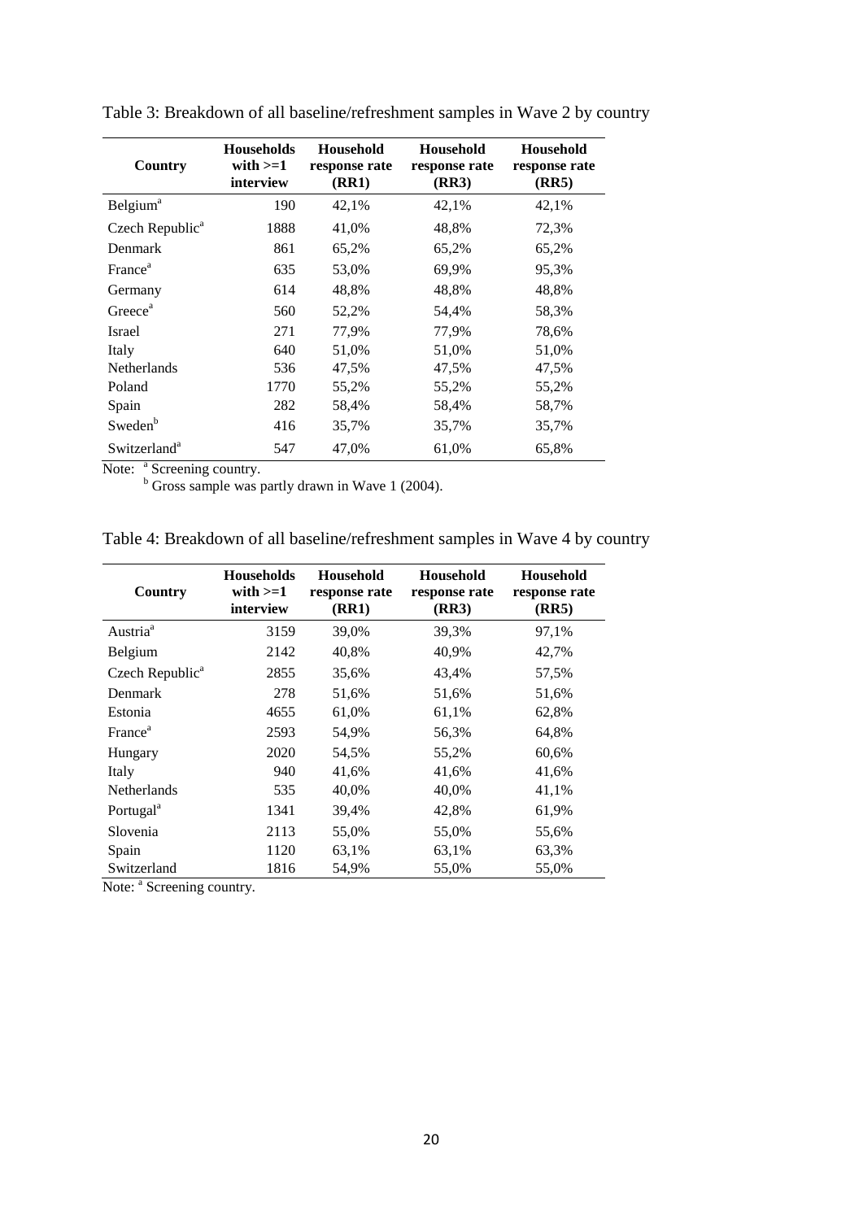Table 3: Breakdown of all baseline/refreshment samples in Wave 2 by country

| Country | Households with >=1 interview | Household response rate (RR1) | Household response rate (RR3) | Household response rate (RR5) |
|---|---|---|---|---|
| Belgium[a] | 190 | 42,1% | 42,1% | 42,1% |
| Czech Republic[a] | 1888 | 41,0% | 48,8% | 72,3% |
| Denmark | 861 | 65,2% | 65,2% | 65,2% |
| France[a] | 635 | 53,0% | 69,9% | 95,3% |
| Germany | 614 | 48,8% | 48,8% | 48,8% |
| Greece[a] | 560 | 52,2% | 54,4% | 58,3% |
| Israel | 271 | 77,9% | 77,9% | 78,6% |
| Italy | 640 | 51,0% | 51,0% | 51,0% |
| Netherlands | 536 | 47,5% | 47,5% | 47,5% |
| Poland | 1770 | 55,2% | 55,2% | 55,2% |
| Spain | 282 | 58,4% | 58,4% | 58,7% |
| Sweden[b] | 416 | 35,7% | 35,7% | 35,7% |
| Switzerland[a] | 547 | 47,0% | 61,0% | 65,8% |

Note: [a] Screening country.
[b] Gross sample was partly drawn in Wave 1 (2004).

Table 4: Breakdown of all baseline/refreshment samples in Wave 4 by country

| Country | Households with >=1 interview | Household response rate (RR1) | Household response rate (RR3) | Household response rate (RR5) |
|---|---|---|---|---|
| Austria[a] | 3159 | 39,0% | 39,3% | 97,1% |
| Belgium | 2142 | 40,8% | 40,9% | 42,7% |
| Czech Republic[a] | 2855 | 35,6% | 43,4% | 57,5% |
| Denmark | 278 | 51,6% | 51,6% | 51,6% |
| Estonia | 4655 | 61,0% | 61,1% | 62,8% |
| France[a] | 2593 | 54,9% | 56,3% | 64,8% |
| Hungary | 2020 | 54,5% | 55,2% | 60,6% |
| Italy | 940 | 41,6% | 41,6% | 41,6% |
| Netherlands | 535 | 40,0% | 40,0% | 41,1% |
| Portugal[a] | 1341 | 39,4% | 42,8% | 61,9% |
| Slovenia | 2113 | 55,0% | 55,0% | 55,6% |
| Spain | 1120 | 63,1% | 63,1% | 63,3% |
| Switzerland | 1816 | 54,9% | 55,0% | 55,0% |

Note: [a] Screening country.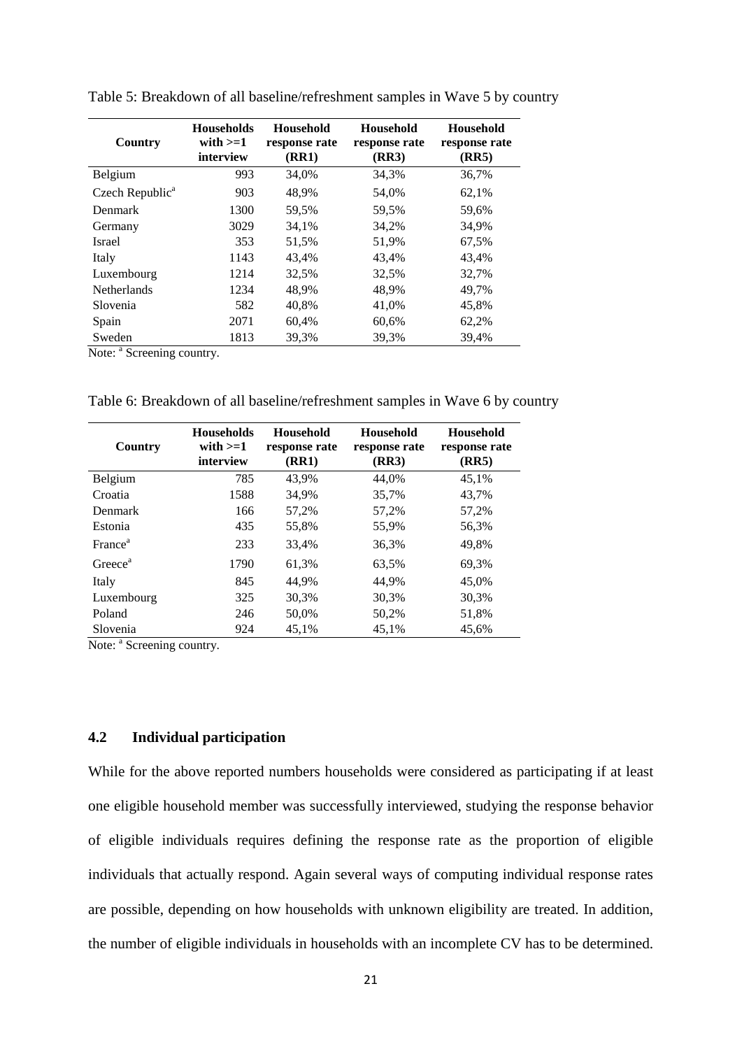Table 5: Breakdown of all baseline/refreshment samples in Wave 5 by country

| Country | Households with >=1 interview | Household response rate (RR1) | Household response rate (RR3) | Household response rate (RR5) |
|---|---|---|---|---|
| Belgium | 993 | 34,0% | 34,3% | 36,7% |
| Czech Republic[a] | 903 | 48,9% | 54,0% | 62,1% |
| Denmark | 1300 | 59,5% | 59,5% | 59,6% |
| Germany | 3029 | 34,1% | 34,2% | 34,9% |
| Israel | 353 | 51,5% | 51,9% | 67,5% |
| Italy | 1143 | 43,4% | 43,4% | 43,4% |
| Luxembourg | 1214 | 32,5% | 32,5% | 32,7% |
| Netherlands | 1234 | 48,9% | 48,9% | 49,7% |
| Slovenia | 582 | 40,8% | 41,0% | 45,8% |
| Spain | 2071 | 60,4% | 60,6% | 62,2% |
| Sweden | 1813 | 39,3% | 39,3% | 39,4% |

Note: [a] Screening country.

Table 6: Breakdown of all baseline/refreshment samples in Wave 6 by country

| Country | Households with >=1 interview | Household response rate (RR1) | Household response rate (RR3) | Household response rate (RR5) |
|---|---|---|---|---|
| Belgium | 785 | 43,9% | 44,0% | 45,1% |
| Croatia | 1588 | 34,9% | 35,7% | 43,7% |
| Denmark | 166 | 57,2% | 57,2% | 57,2% |
| Estonia | 435 | 55,8% | 55,9% | 56,3% |
| France[a] | 233 | 33,4% | 36,3% | 49,8% |
| Greece[a] | 1790 | 61,3% | 63,5% | 69,3% |
| Italy | 845 | 44,9% | 44,9% | 45,0% |
| Luxembourg | 325 | 30,3% | 30,3% | 30,3% |
| Poland | 246 | 50,0% | 50,2% | 51,8% |
| Slovenia | 924 | 45,1% | 45,1% | 45,6% |

Note: [a] Screening country.

## 4.2 Individual participation

While for the above reported numbers households were considered as participating if at least one eligible household member was successfully interviewed, studying the response behavior of eligible individuals requires defining the response rate as the proportion of eligible individuals that actually respond. Again several ways of computing individual response rates are possible, depending on how households with unknown eligibility are treated. In addition, the number of eligible individuals in households with an incomplete CV has to be determined.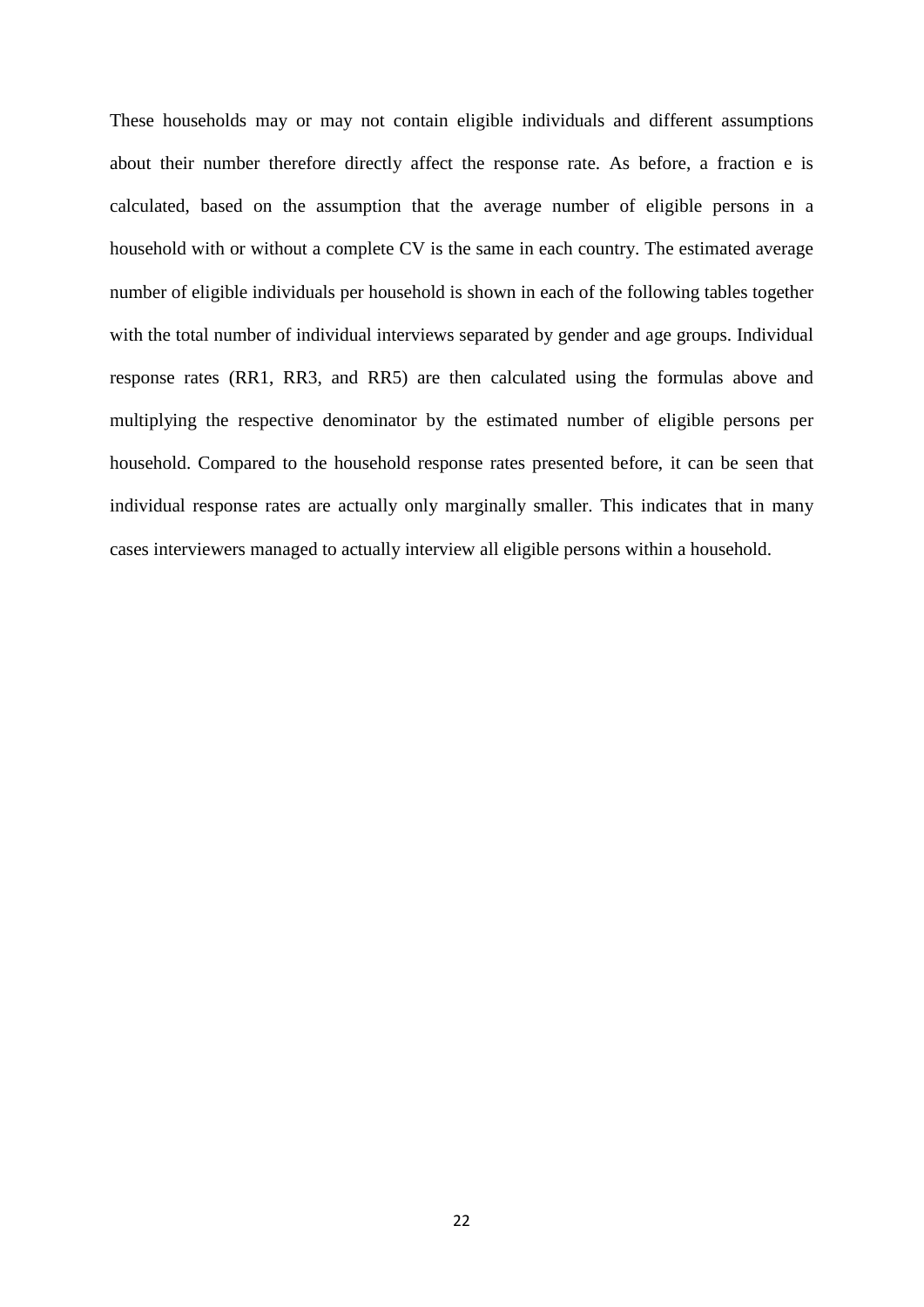These households may or may not contain eligible individuals and different assumptions about their number therefore directly affect the response rate. As before, a fraction e is calculated, based on the assumption that the average number of eligible persons in a household with or without a complete CV is the same in each country. The estimated average number of eligible individuals per household is shown in each of the following tables together with the total number of individual interviews separated by gender and age groups. Individual response rates (RR1, RR3, and RR5) are then calculated using the formulas above and multiplying the respective denominator by the estimated number of eligible persons per household. Compared to the household response rates presented before, it can be seen that individual response rates are actually only marginally smaller. This indicates that in many cases interviewers managed to actually interview all eligible persons within a household.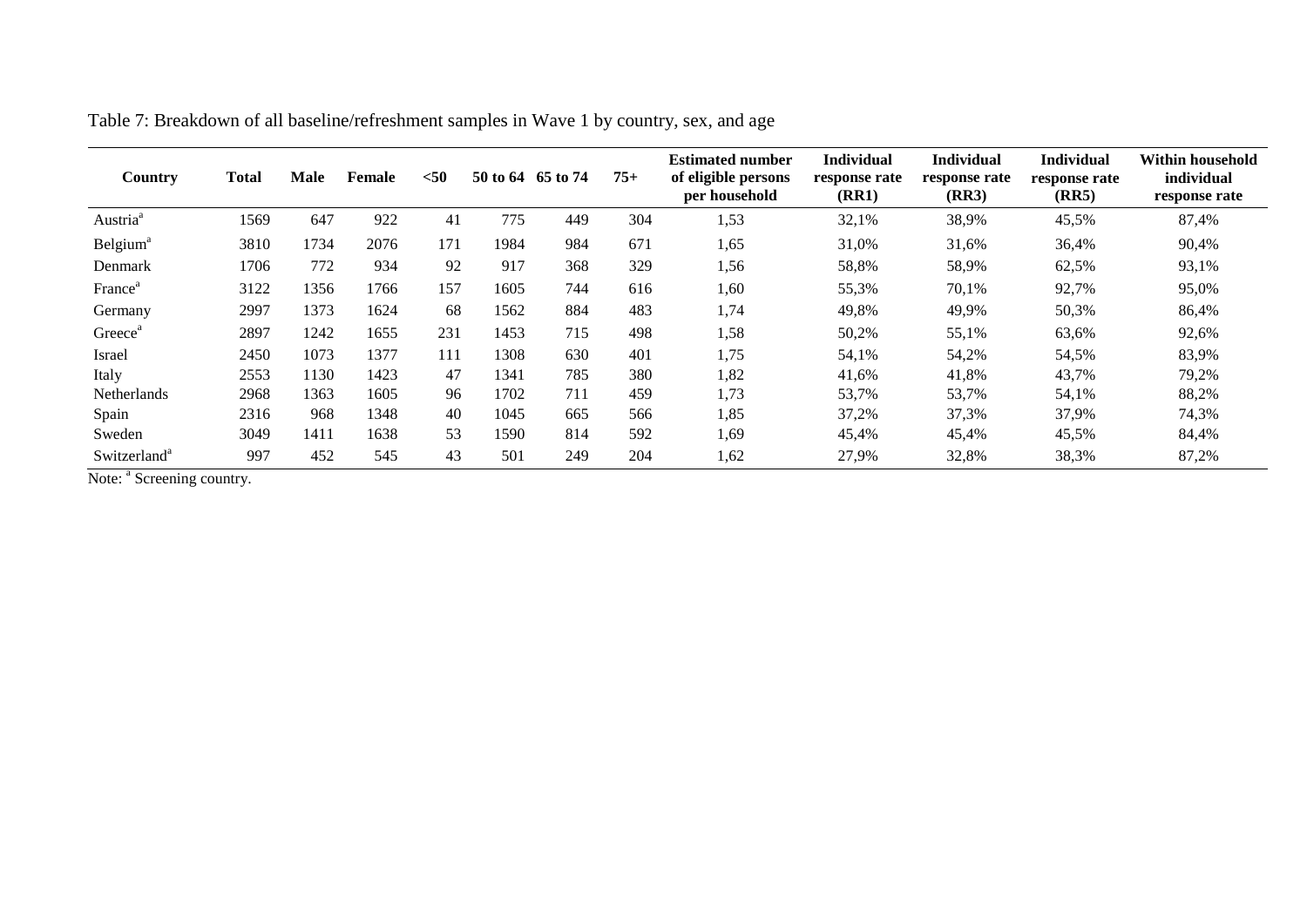Table 7: Breakdown of all baseline/refreshment samples in Wave 1 by country, sex, and age

| Country | Total | Male | Female | <50 | 50 to 64 | 65 to 74 | 75+ | Estimated number of eligible persons per household | Individual response rate (RR1) | Individual response rate (RR3) | Individual response rate (RR5) | Within household individual response rate |
|---|---|---|---|---|---|---|---|---|---|---|---|---|
| Austria[a] | 1569 | 647 | 922 | 41 | 775 | 449 | 304 | 1,53 | 32,1% | 38,9% | 45,5% | 87,4% |
| Belgium[a] | 3810 | 1734 | 2076 | 171 | 1984 | 984 | 671 | 1,65 | 31,0% | 31,6% | 36,4% | 90,4% |
| Denmark | 1706 | 772 | 934 | 92 | 917 | 368 | 329 | 1,56 | 58,8% | 58,9% | 62,5% | 93,1% |
| France[a] | 3122 | 1356 | 1766 | 157 | 1605 | 744 | 616 | 1,60 | 55,3% | 70,1% | 92,7% | 95,0% |
| Germany | 2997 | 1373 | 1624 | 68 | 1562 | 884 | 483 | 1,74 | 49,8% | 49,9% | 50,3% | 86,4% |
| Greece[a] | 2897 | 1242 | 1655 | 231 | 1453 | 715 | 498 | 1,58 | 50,2% | 55,1% | 63,6% | 92,6% |
| Israel | 2450 | 1073 | 1377 | 111 | 1308 | 630 | 401 | 1,75 | 54,1% | 54,2% | 54,5% | 83,9% |
| Italy | 2553 | 1130 | 1423 | 47 | 1341 | 785 | 380 | 1,82 | 41,6% | 41,8% | 43,7% | 79,2% |
| Netherlands | 2968 | 1363 | 1605 | 96 | 1702 | 711 | 459 | 1,73 | 53,7% | 53,7% | 54,1% | 88,2% |
| Spain | 2316 | 968 | 1348 | 40 | 1045 | 665 | 566 | 1,85 | 37,2% | 37,3% | 37,9% | 74,3% |
| Sweden | 3049 | 1411 | 1638 | 53 | 1590 | 814 | 592 | 1,69 | 45,4% | 45,4% | 45,5% | 84,4% |
| Switzerland[a] | 997 | 452 | 545 | 43 | 501 | 249 | 204 | 1,62 | 27,9% | 32,8% | 38,3% | 87,2% |

Note: [a] Screening country.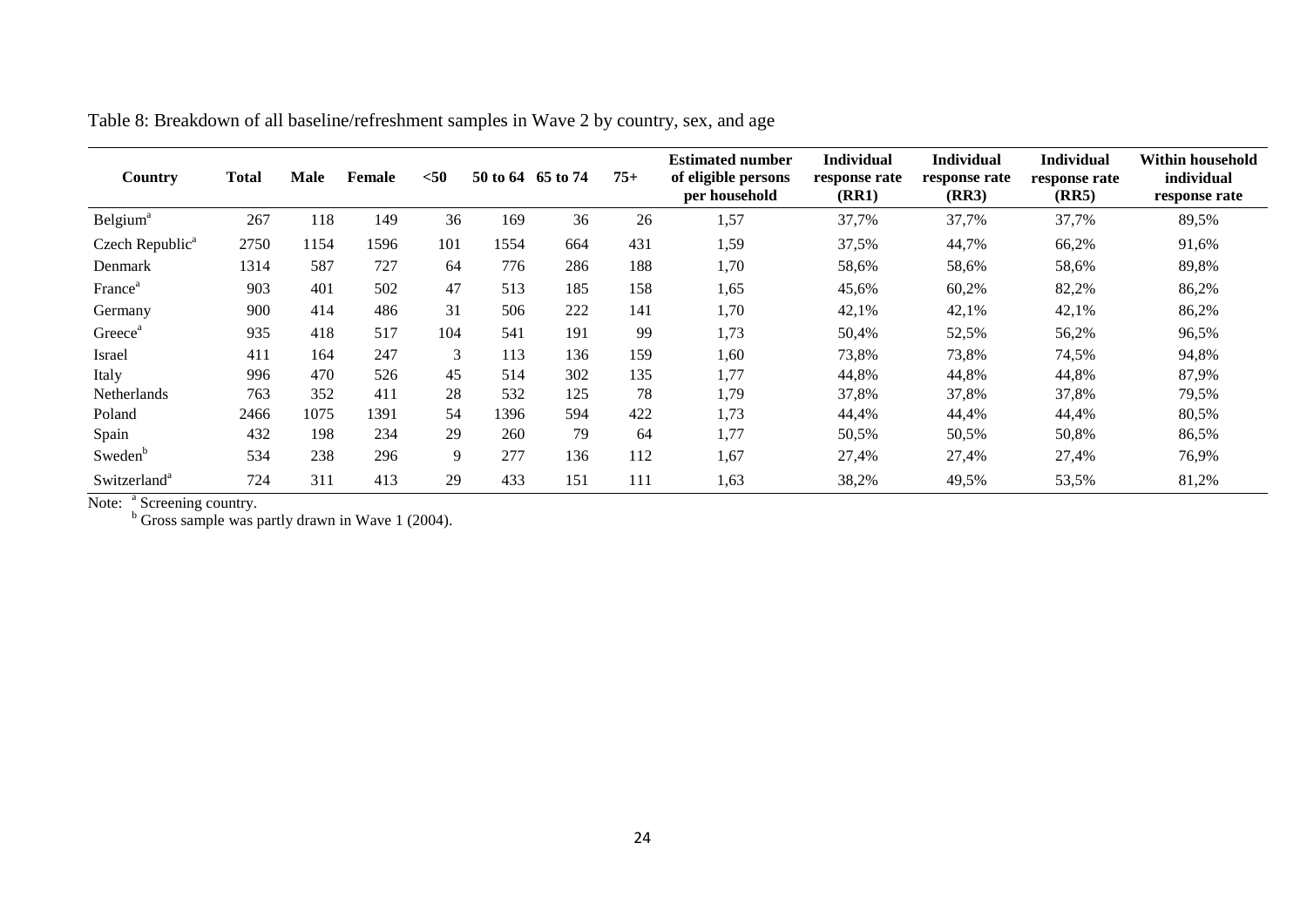Table 8: Breakdown of all baseline/refreshment samples in Wave 2 by country, sex, and age

| Country | Total | Male | Female | <50 | 50 to 64 | 65 to 74 | 75+ | Estimated number of eligible persons per household | Individual response rate (RR1) | Individual response rate (RR3) | Individual response rate (RR5) | Within household individual response rate |
|---|---|---|---|---|---|---|---|---|---|---|---|---|
| Belgium[a] | 267 | 118 | 149 | 36 | 169 | 36 | 26 | 1,57 | 37,7% | 37,7% | 37,7% | 89,5% |
| Czech Republic[a] | 2750 | 1154 | 1596 | 101 | 1554 | 664 | 431 | 1,59 | 37,5% | 44,7% | 66,2% | 91,6% |
| Denmark | 1314 | 587 | 727 | 64 | 776 | 286 | 188 | 1,70 | 58,6% | 58,6% | 58,6% | 89,8% |
| France[a] | 903 | 401 | 502 | 47 | 513 | 185 | 158 | 1,65 | 45,6% | 60,2% | 82,2% | 86,2% |
| Germany | 900 | 414 | 486 | 31 | 506 | 222 | 141 | 1,70 | 42,1% | 42,1% | 42,1% | 86,2% |
| Greece[a] | 935 | 418 | 517 | 104 | 541 | 191 | 99 | 1,73 | 50,4% | 52,5% | 56,2% | 96,5% |
| Israel | 411 | 164 | 247 | 3 | 113 | 136 | 159 | 1,60 | 73,8% | 73,8% | 74,5% | 94,8% |
| Italy | 996 | 470 | 526 | 45 | 514 | 302 | 135 | 1,77 | 44,8% | 44,8% | 44,8% | 87,9% |
| Netherlands | 763 | 352 | 411 | 28 | 532 | 125 | 78 | 1,79 | 37,8% | 37,8% | 37,8% | 79,5% |
| Poland | 2466 | 1075 | 1391 | 54 | 1396 | 594 | 422 | 1,73 | 44,4% | 44,4% | 44,4% | 80,5% |
| Spain | 432 | 198 | 234 | 29 | 260 | 79 | 64 | 1,77 | 50,5% | 50,5% | 50,8% | 86,5% |
| Sweden[b] | 534 | 238 | 296 | 9 | 277 | 136 | 112 | 1,67 | 27,4% | 27,4% | 27,4% | 76,9% |
| Switzerland[a] | 724 | 311 | 413 | 29 | 433 | 151 | 111 | 1,63 | 38,2% | 49,5% | 53,5% | 81,2% |

Note: [a] Screening country.
[b] Gross sample was partly drawn in Wave 1 (2004).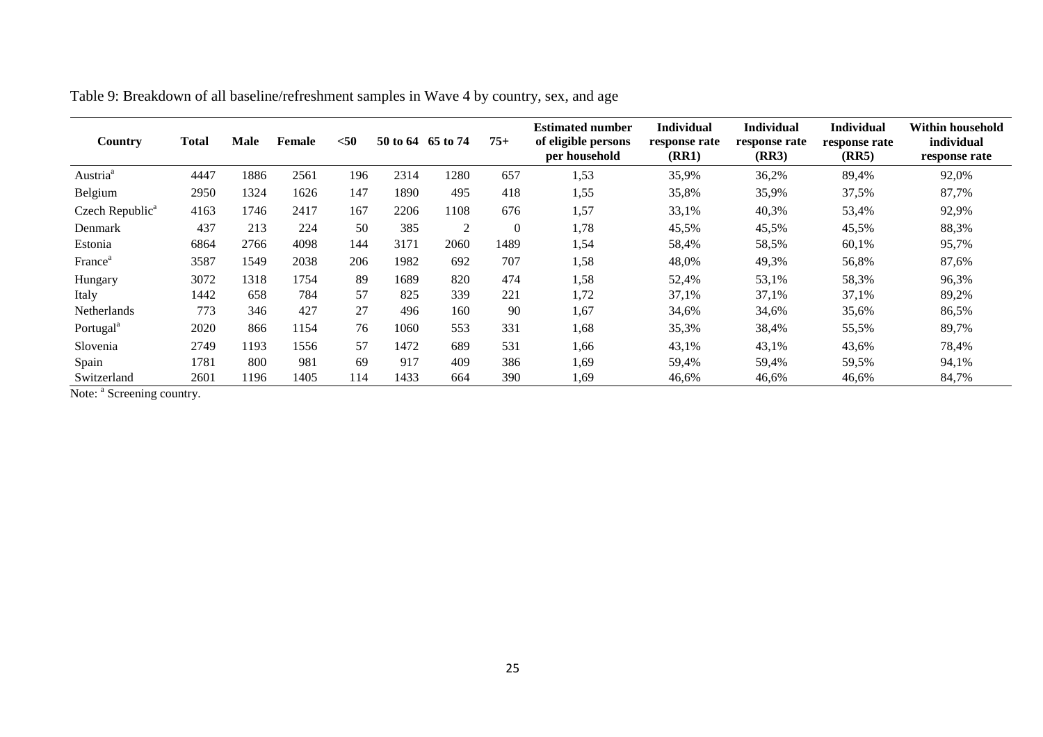Table 9: Breakdown of all baseline/refreshment samples in Wave 4 by country, sex, and age

| Country | Total | Male | Female | <50 | 50 to 64 | 65 to 74 | 75+ | Estimated number of eligible persons per household | Individual response rate (RR1) | Individual response rate (RR3) | Individual response rate (RR5) | Within household individual response rate |
|---|---|---|---|---|---|---|---|---|---|---|---|---|
| Austria[a] | 4447 | 1886 | 2561 | 196 | 2314 | 1280 | 657 | 1,53 | 35,9% | 36,2% | 89,4% | 92,0% |
| Belgium | 2950 | 1324 | 1626 | 147 | 1890 | 495 | 418 | 1,55 | 35,8% | 35,9% | 37,5% | 87,7% |
| Czech Republic[a] | 4163 | 1746 | 2417 | 167 | 2206 | 1108 | 676 | 1,57 | 33,1% | 40,3% | 53,4% | 92,9% |
| Denmark | 437 | 213 | 224 | 50 | 385 | 2 | 0 | 1,78 | 45,5% | 45,5% | 45,5% | 88,3% |
| Estonia | 6864 | 2766 | 4098 | 144 | 3171 | 2060 | 1489 | 1,54 | 58,4% | 58,5% | 60,1% | 95,7% |
| France[a] | 3587 | 1549 | 2038 | 206 | 1982 | 692 | 707 | 1,58 | 48,0% | 49,3% | 56,8% | 87,6% |
| Hungary | 3072 | 1318 | 1754 | 89 | 1689 | 820 | 474 | 1,58 | 52,4% | 53,1% | 58,3% | 96,3% |
| Italy | 1442 | 658 | 784 | 57 | 825 | 339 | 221 | 1,72 | 37,1% | 37,1% | 37,1% | 89,2% |
| Netherlands | 773 | 346 | 427 | 27 | 496 | 160 | 90 | 1,67 | 34,6% | 34,6% | 35,6% | 86,5% |
| Portugal[a] | 2020 | 866 | 1154 | 76 | 1060 | 553 | 331 | 1,68 | 35,3% | 38,4% | 55,5% | 89,7% |
| Slovenia | 2749 | 1193 | 1556 | 57 | 1472 | 689 | 531 | 1,66 | 43,1% | 43,1% | 43,6% | 78,4% |
| Spain | 1781 | 800 | 981 | 69 | 917 | 409 | 386 | 1,69 | 59,4% | 59,4% | 59,5% | 94,1% |
| Switzerland | 2601 | 1196 | 1405 | 114 | 1433 | 664 | 390 | 1,69 | 46,6% | 46,6% | 46,6% | 84,7% |

Note: [a] Screening country.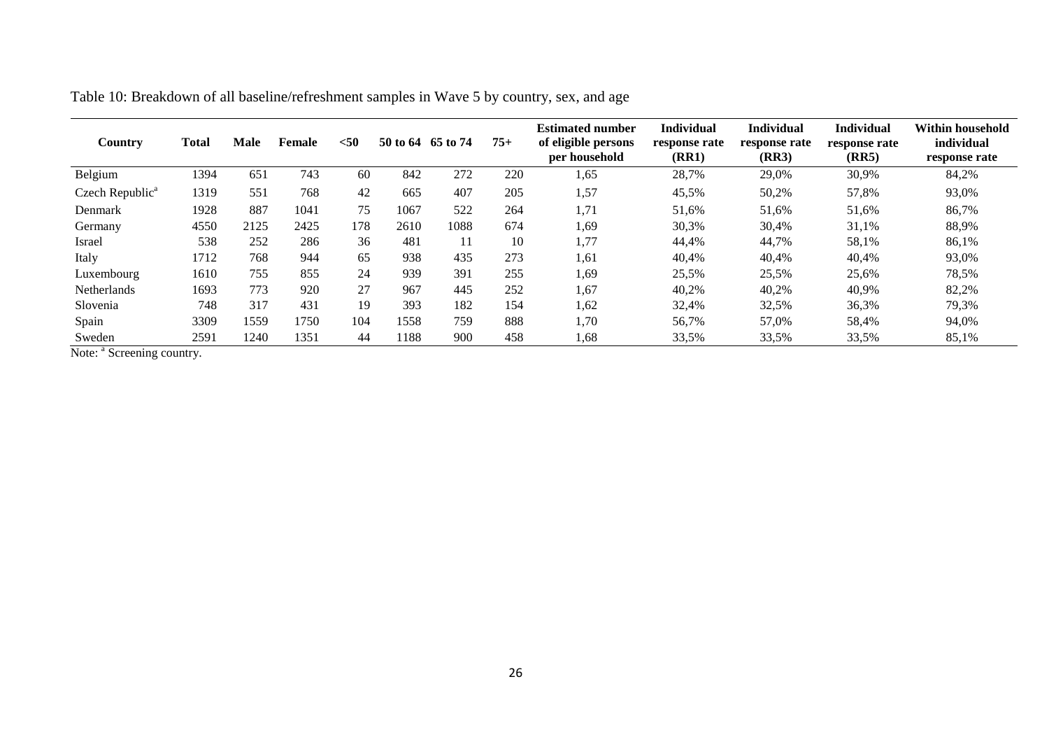Table 10: Breakdown of all baseline/refreshment samples in Wave 5 by country, sex, and age

| Country | Total | Male | Female | <50 | 50 to 64 | 65 to 74 | 75+ | Estimated number of eligible persons per household | Individual response rate (RR1) | Individual response rate (RR3) | Individual response rate (RR5) | Within household individual response rate |
|---|---|---|---|---|---|---|---|---|---|---|---|---|
| Belgium | 1394 | 651 | 743 | 60 | 842 | 272 | 220 | 1,65 | 28,7% | 29,0% | 30,9% | 84,2% |
| Czech Republic[a] | 1319 | 551 | 768 | 42 | 665 | 407 | 205 | 1,57 | 45,5% | 50,2% | 57,8% | 93,0% |
| Denmark | 1928 | 887 | 1041 | 75 | 1067 | 522 | 264 | 1,71 | 51,6% | 51,6% | 51,6% | 86,7% |
| Germany | 4550 | 2125 | 2425 | 178 | 2610 | 1088 | 674 | 1,69 | 30,3% | 30,4% | 31,1% | 88,9% |
| Israel | 538 | 252 | 286 | 36 | 481 | 11 | 10 | 1,77 | 44,4% | 44,7% | 58,1% | 86,1% |
| Italy | 1712 | 768 | 944 | 65 | 938 | 435 | 273 | 1,61 | 40,4% | 40,4% | 40,4% | 93,0% |
| Luxembourg | 1610 | 755 | 855 | 24 | 939 | 391 | 255 | 1,69 | 25,5% | 25,5% | 25,6% | 78,5% |
| Netherlands | 1693 | 773 | 920 | 27 | 967 | 445 | 252 | 1,67 | 40,2% | 40,2% | 40,9% | 82,2% |
| Slovenia | 748 | 317 | 431 | 19 | 393 | 182 | 154 | 1,62 | 32,4% | 32,5% | 36,3% | 79,3% |
| Spain | 3309 | 1559 | 1750 | 104 | 1558 | 759 | 888 | 1,70 | 56,7% | 57,0% | 58,4% | 94,0% |
| Sweden | 2591 | 1240 | 1351 | 44 | 1188 | 900 | 458 | 1,68 | 33,5% | 33,5% | 33,5% | 85,1% |

Note: [a] Screening country.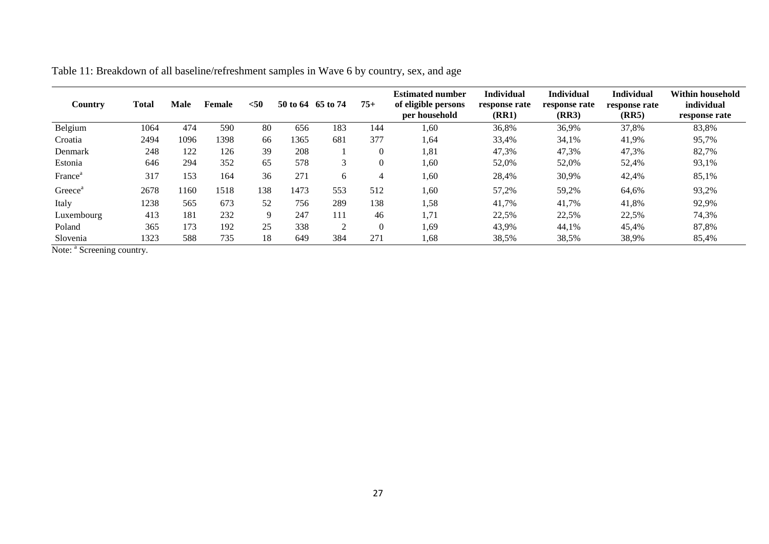Table 11: Breakdown of all baseline/refreshment samples in Wave 6 by country, sex, and age

| Country | Total | Male | Female | <50 | 50 to 64 | 65 to 74 | 75+ | Estimated number of eligible persons per household | Individual response rate (RR1) | Individual response rate (RR3) | Individual response rate (RR5) | Within household individual response rate |
|---|---|---|---|---|---|---|---|---|---|---|---|---|
| Belgium | 1064 | 474 | 590 | 80 | 656 | 183 | 144 | 1,60 | 36,8% | 36,9% | 37,8% | 83,8% |
| Croatia | 2494 | 1096 | 1398 | 66 | 1365 | 681 | 377 | 1,64 | 33,4% | 34,1% | 41,9% | 95,7% |
| Denmark | 248 | 122 | 126 | 39 | 208 | 1 | 0 | 1,81 | 47,3% | 47,3% | 47,3% | 82,7% |
| Estonia | 646 | 294 | 352 | 65 | 578 | 3 | 0 | 1,60 | 52,0% | 52,0% | 52,4% | 93,1% |
| France[a] | 317 | 153 | 164 | 36 | 271 | 6 | 4 | 1,60 | 28,4% | 30,9% | 42,4% | 85,1% |
| Greece[a] | 2678 | 1160 | 1518 | 138 | 1473 | 553 | 512 | 1,60 | 57,2% | 59,2% | 64,6% | 93,2% |
| Italy | 1238 | 565 | 673 | 52 | 756 | 289 | 138 | 1,58 | 41,7% | 41,7% | 41,8% | 92,9% |
| Luxembourg | 413 | 181 | 232 | 9 | 247 | 111 | 46 | 1,71 | 22,5% | 22,5% | 22,5% | 74,3% |
| Poland | 365 | 173 | 192 | 25 | 338 | 2 | 0 | 1,69 | 43,9% | 44,1% | 45,4% | 87,8% |
| Slovenia | 1323 | 588 | 735 | 18 | 649 | 384 | 271 | 1,68 | 38,5% | 38,5% | 38,9% | 85,4% |

Note: [a] Screening country.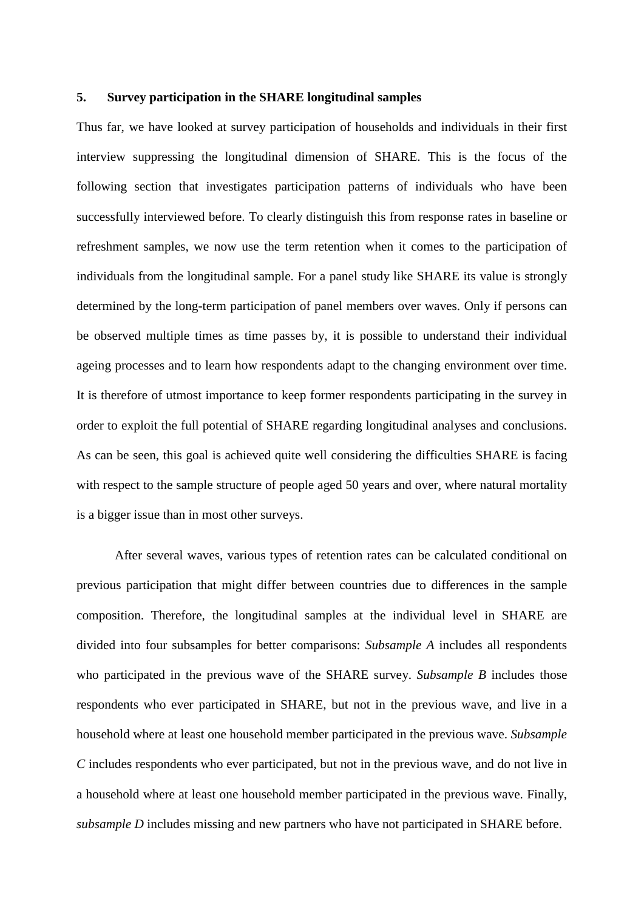## 5. Survey participation in the SHARE longitudinal samples

Thus far, we have looked at survey participation of households and individuals in their first interview suppressing the longitudinal dimension of SHARE. This is the focus of the following section that investigates participation patterns of individuals who have been successfully interviewed before. To clearly distinguish this from response rates in baseline or refreshment samples, we now use the term retention when it comes to the participation of individuals from the longitudinal sample. For a panel study like SHARE its value is strongly determined by the long-term participation of panel members over waves. Only if persons can be observed multiple times as time passes by, it is possible to understand their individual ageing processes and to learn how respondents adapt to the changing environment over time. It is therefore of utmost importance to keep former respondents participating in the survey in order to exploit the full potential of SHARE regarding longitudinal analyses and conclusions. As can be seen, this goal is achieved quite well considering the difficulties SHARE is facing with respect to the sample structure of people aged 50 years and over, where natural mortality is a bigger issue than in most other surveys.

After several waves, various types of retention rates can be calculated conditional on previous participation that might differ between countries due to differences in the sample composition. Therefore, the longitudinal samples at the individual level in SHARE are divided into four subsamples for better comparisons: *Subsample A* includes all respondents who participated in the previous wave of the SHARE survey. *Subsample B* includes those respondents who ever participated in SHARE, but not in the previous wave, and live in a household where at least one household member participated in the previous wave. *Subsample C* includes respondents who ever participated, but not in the previous wave, and do not live in a household where at least one household member participated in the previous wave. Finally, *subsample D* includes missing and new partners who have not participated in SHARE before.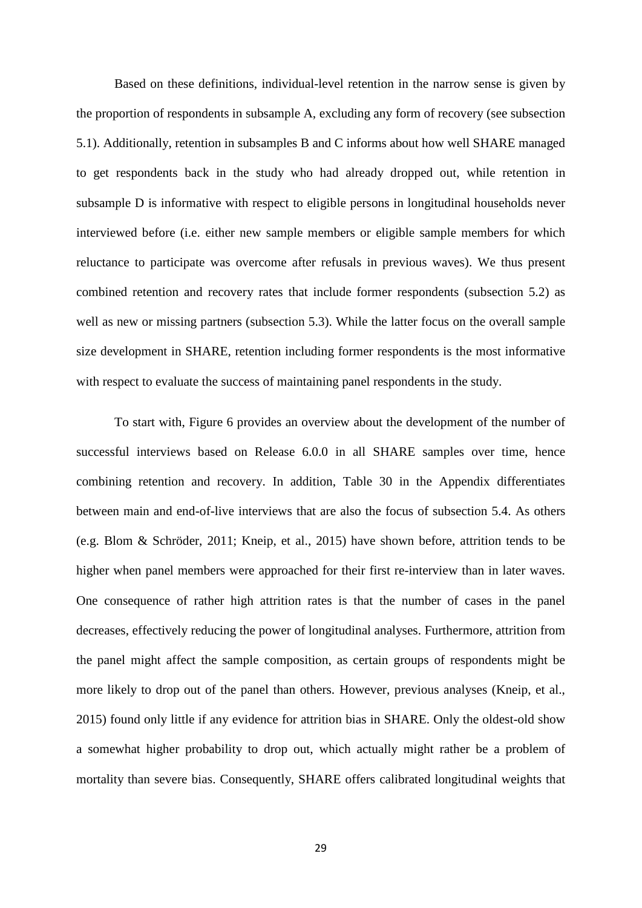Based on these definitions, individual-level retention in the narrow sense is given by the proportion of respondents in subsample A, excluding any form of recovery (see subsection 5.1). Additionally, retention in subsamples B and C informs about how well SHARE managed to get respondents back in the study who had already dropped out, while retention in subsample D is informative with respect to eligible persons in longitudinal households never interviewed before (i.e. either new sample members or eligible sample members for which reluctance to participate was overcome after refusals in previous waves). We thus present combined retention and recovery rates that include former respondents (subsection 5.2) as well as new or missing partners (subsection 5.3). While the latter focus on the overall sample size development in SHARE, retention including former respondents is the most informative with respect to evaluate the success of maintaining panel respondents in the study.

To start with, Figure 6 provides an overview about the development of the number of successful interviews based on Release 6.0.0 in all SHARE samples over time, hence combining retention and recovery. In addition, Table 30 in the Appendix differentiates between main and end-of-live interviews that are also the focus of subsection 5.4. As others (e.g. Blom & Schröder, 2011; Kneip, et al., 2015) have shown before, attrition tends to be higher when panel members were approached for their first re-interview than in later waves. One consequence of rather high attrition rates is that the number of cases in the panel decreases, effectively reducing the power of longitudinal analyses. Furthermore, attrition from the panel might affect the sample composition, as certain groups of respondents might be more likely to drop out of the panel than others. However, previous analyses (Kneip, et al., 2015) found only little if any evidence for attrition bias in SHARE. Only the oldest-old show a somewhat higher probability to drop out, which actually might rather be a problem of mortality than severe bias. Consequently, SHARE offers calibrated longitudinal weights that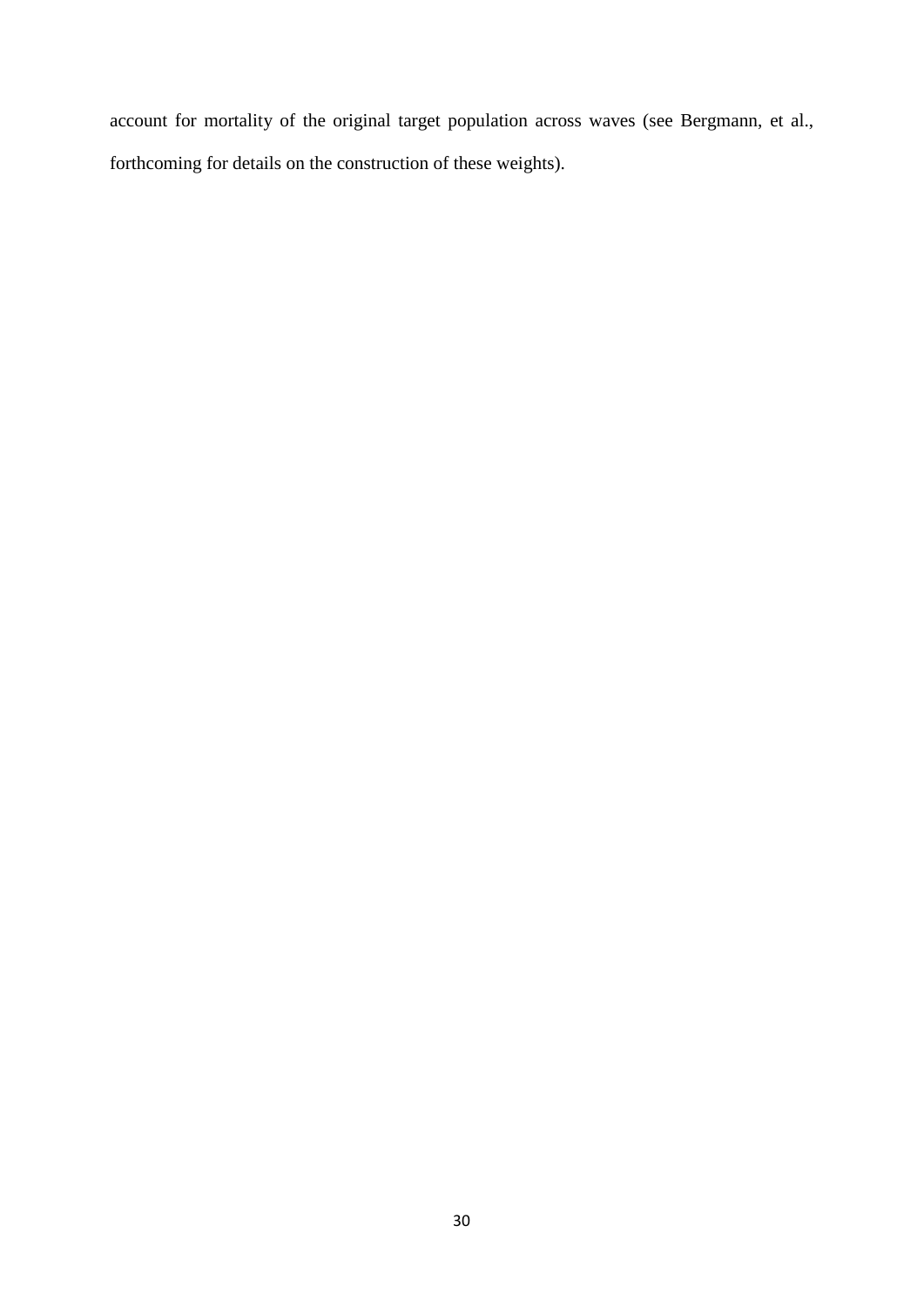account for mortality of the original target population across waves (see Bergmann, et al., forthcoming for details on the construction of these weights).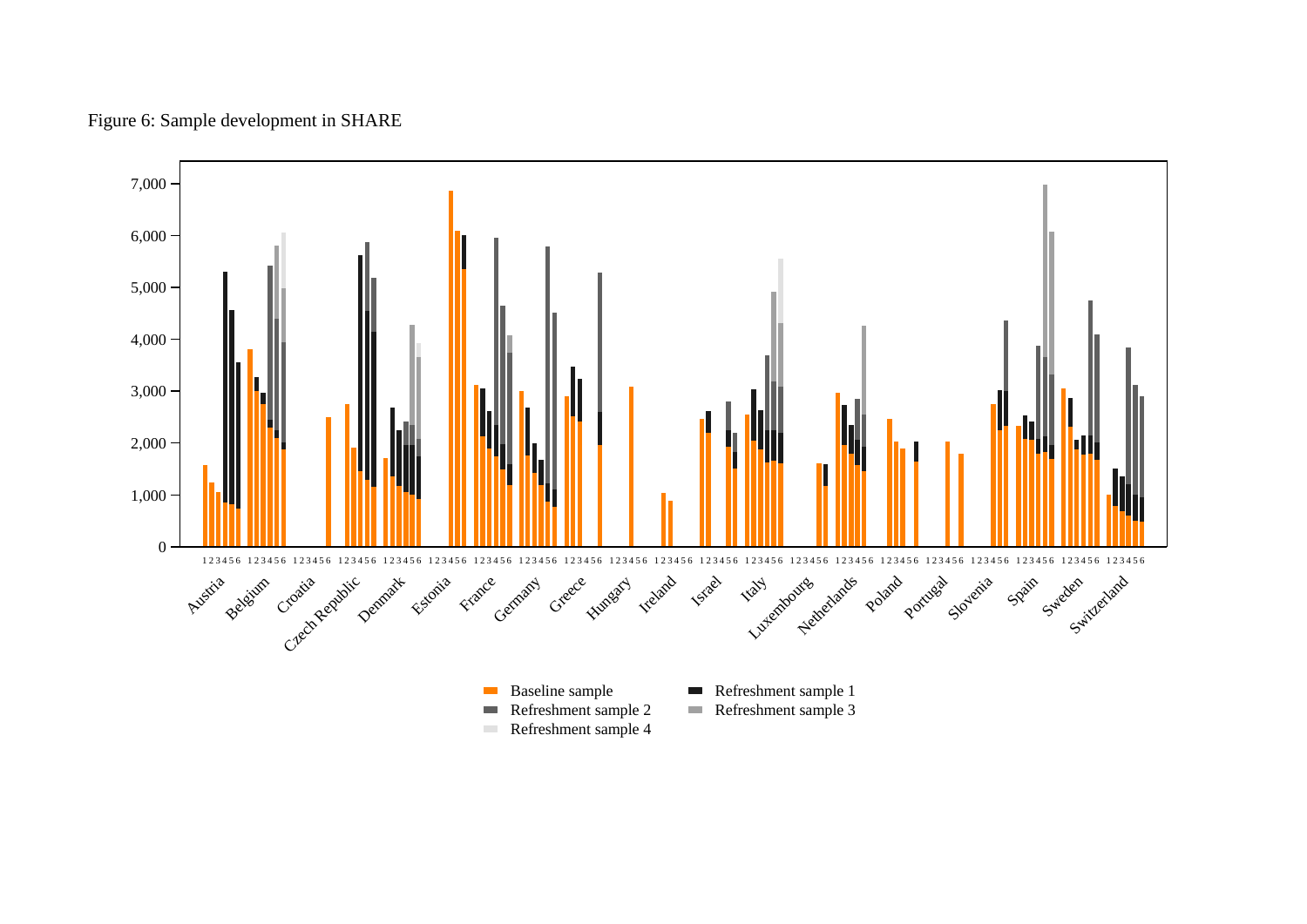Figure 6: Sample development in SHARE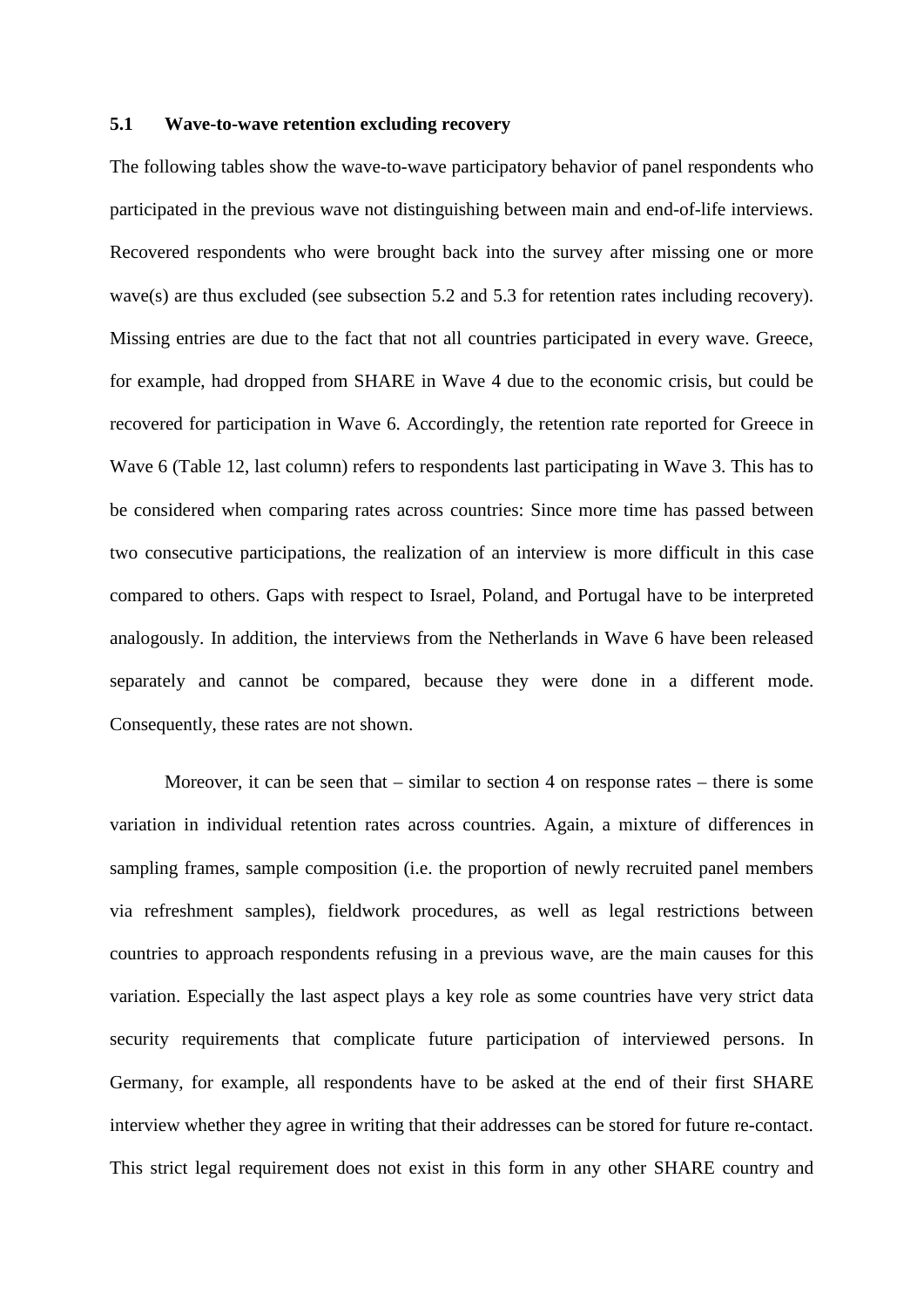### 5.1 Wave-to-wave retention excluding recovery

The following tables show the wave-to-wave participatory behavior of panel respondents who participated in the previous wave not distinguishing between main and end-of-life interviews. Recovered respondents who were brought back into the survey after missing one or more wave(s) are thus excluded (see subsection 5.2 and 5.3 for retention rates including recovery). Missing entries are due to the fact that not all countries participated in every wave. Greece, for example, had dropped from SHARE in Wave 4 due to the economic crisis, but could be recovered for participation in Wave 6. Accordingly, the retention rate reported for Greece in Wave 6 (Table 12, last column) refers to respondents last participating in Wave 3. This has to be considered when comparing rates across countries: Since more time has passed between two consecutive participations, the realization of an interview is more difficult in this case compared to others. Gaps with respect to Israel, Poland, and Portugal have to be interpreted analogously. In addition, the interviews from the Netherlands in Wave 6 have been released separately and cannot be compared, because they were done in a different mode. Consequently, these rates are not shown.

Moreover, it can be seen that – similar to section 4 on response rates – there is some variation in individual retention rates across countries. Again, a mixture of differences in sampling frames, sample composition (i.e. the proportion of newly recruited panel members via refreshment samples), fieldwork procedures, as well as legal restrictions between countries to approach respondents refusing in a previous wave, are the main causes for this variation. Especially the last aspect plays a key role as some countries have very strict data security requirements that complicate future participation of interviewed persons. In Germany, for example, all respondents have to be asked at the end of their first SHARE interview whether they agree in writing that their addresses can be stored for future re-contact. This strict legal requirement does not exist in this form in any other SHARE country and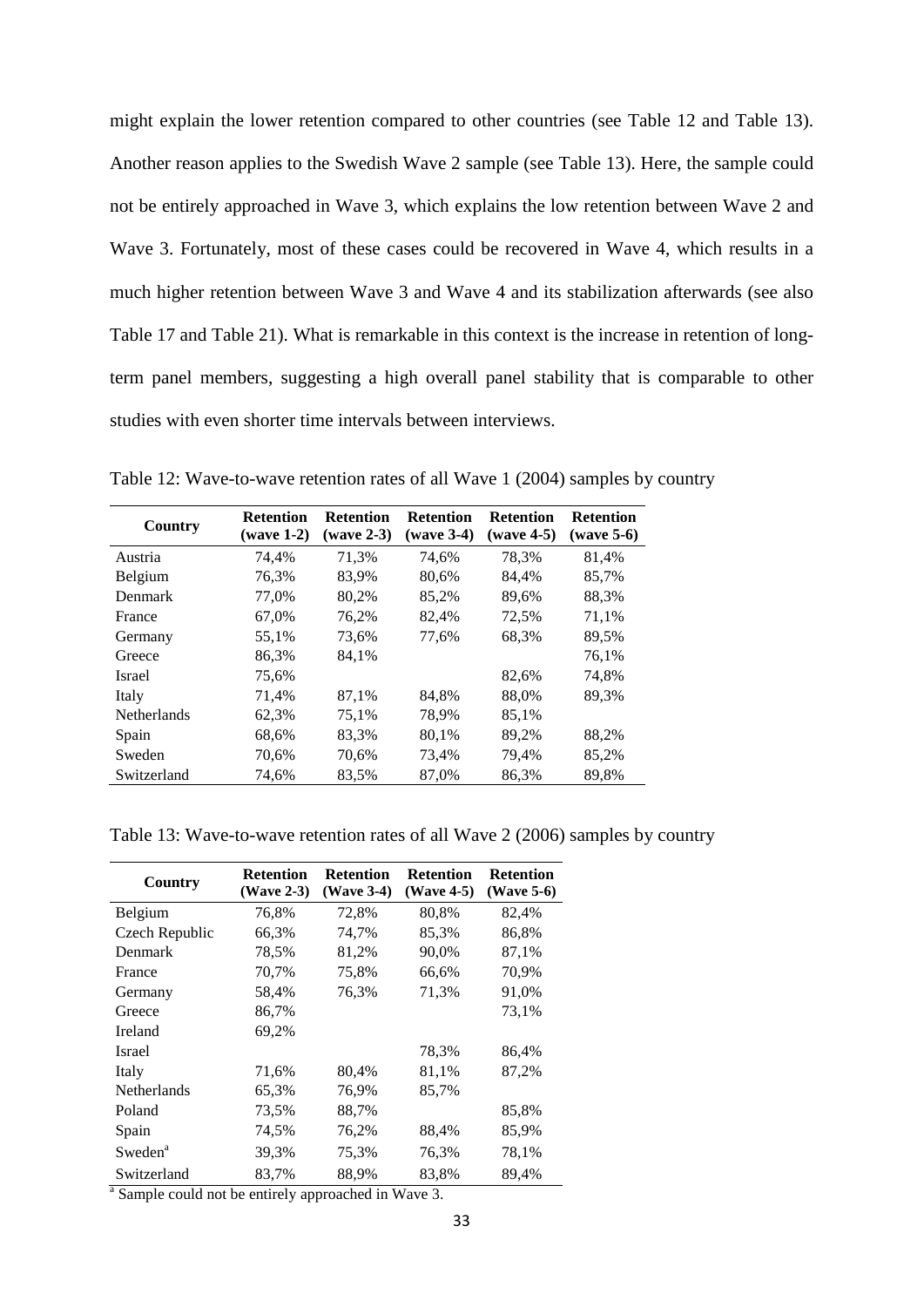might explain the lower retention compared to other countries (see Table 12 and Table 13). Another reason applies to the Swedish Wave 2 sample (see Table 13). Here, the sample could not be entirely approached in Wave 3, which explains the low retention between Wave 2 and Wave 3. Fortunately, most of these cases could be recovered in Wave 4, which results in a much higher retention between Wave 3 and Wave 4 and its stabilization afterwards (see also Table 17 and Table 21). What is remarkable in this context is the increase in retention of long-term panel members, suggesting a high overall panel stability that is comparable to other studies with even shorter time intervals between interviews.

Table 12: Wave-to-wave retention rates of all Wave 1 (2004) samples by country

| Country | Retention (wave 1-2) | Retention (wave 2-3) | Retention (wave 3-4) | Retention (wave 4-5) | Retention (wave 5-6) |
|---|---|---|---|---|---|
| Austria | 74,4% | 71,3% | 74,6% | 78,3% | 81,4% |
| Belgium | 76,3% | 83,9% | 80,6% | 84,4% | 85,7% |
| Denmark | 77,0% | 80,2% | 85,2% | 89,6% | 88,3% |
| France | 67,0% | 76,2% | 82,4% | 72,5% | 71,1% |
| Germany | 55,1% | 73,6% | 77,6% | 68,3% | 89,5% |
| Greece | 86,3% | 84,1% | | | 76,1% |
| Israel | 75,6% | | | 82,6% | 74,8% |
| Italy | 71,4% | 87,1% | 84,8% | 88,0% | 89,3% |
| Netherlands | 62,3% | 75,1% | 78,9% | 85,1% | |
| Spain | 68,6% | 83,3% | 80,1% | 89,2% | 88,2% |
| Sweden | 70,6% | 70,6% | 73,4% | 79,4% | 85,2% |
| Switzerland | 74,6% | 83,5% | 87,0% | 86,3% | 89,8% |

Table 13: Wave-to-wave retention rates of all Wave 2 (2006) samples by country

| Country | Retention (Wave 2-3) | Retention (Wave 3-4) | Retention (Wave 4-5) | Retention (Wave 5-6) |
|---|---|---|---|---|
| Belgium | 76,8% | 72,8% | 80,8% | 82,4% |
| Czech Republic | 66,3% | 74,7% | 85,3% | 86,8% |
| Denmark | 78,5% | 81,2% | 90,0% | 87,1% |
| France | 70,7% | 75,8% | 66,6% | 70,9% |
| Germany | 58,4% | 76,3% | 71,3% | 91,0% |
| Greece | 86,7% | | | 73,1% |
| Ireland | 69,2% | | | |
| Israel | | | 78,3% | 86,4% |
| Italy | 71,6% | 80,4% | 81,1% | 87,2% |
| Netherlands | 65,3% | 76,9% | 85,7% | |
| Poland | 73,5% | 88,7% | | 85,8% |
| Spain | 74,5% | 76,2% | 88,4% | 85,9% |
| Sweden[a] | 39,3% | 75,3% | 76,3% | 78,1% |
| Switzerland | 83,7% | 88,9% | 83,8% | 89,4% |

[a] Sample could not be entirely approached in Wave 3.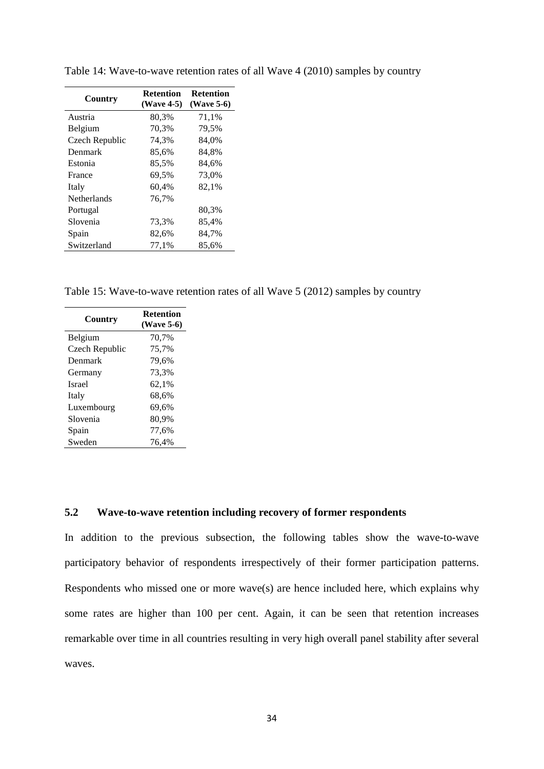Table 14: Wave-to-wave retention rates of all Wave 4 (2010) samples by country

| Country | Retention (Wave 4-5) | Retention (Wave 5-6) |
|---|---|---|
| Austria | 80,3% | 71,1% |
| Belgium | 70,3% | 79,5% |
| Czech Republic | 74,3% | 84,0% |
| Denmark | 85,6% | 84,8% |
| Estonia | 85,5% | 84,6% |
| France | 69,5% | 73,0% |
| Italy | 60,4% | 82,1% |
| Netherlands | 76,7% | |
| Portugal | | 80,3% |
| Slovenia | 73,3% | 85,4% |
| Spain | 82,6% | 84,7% |
| Switzerland | 77,1% | 85,6% |

Table 15: Wave-to-wave retention rates of all Wave 5 (2012) samples by country

| Country | Retention (Wave 5-6) |
|---|---|
| Belgium | 70,7% |
| Czech Republic | 75,7% |
| Denmark | 79,6% |
| Germany | 73,3% |
| Israel | 62,1% |
| Italy | 68,6% |
| Luxembourg | 69,6% |
| Slovenia | 80,9% |
| Spain | 77,6% |
| Sweden | 76,4% |

### 5.2 Wave-to-wave retention including recovery of former respondents

In addition to the previous subsection, the following tables show the wave-to-wave participatory behavior of respondents irrespectively of their former participation patterns. Respondents who missed one or more wave(s) are hence included here, which explains why some rates are higher than 100 per cent. Again, it can be seen that retention increases remarkable over time in all countries resulting in very high overall panel stability after several waves.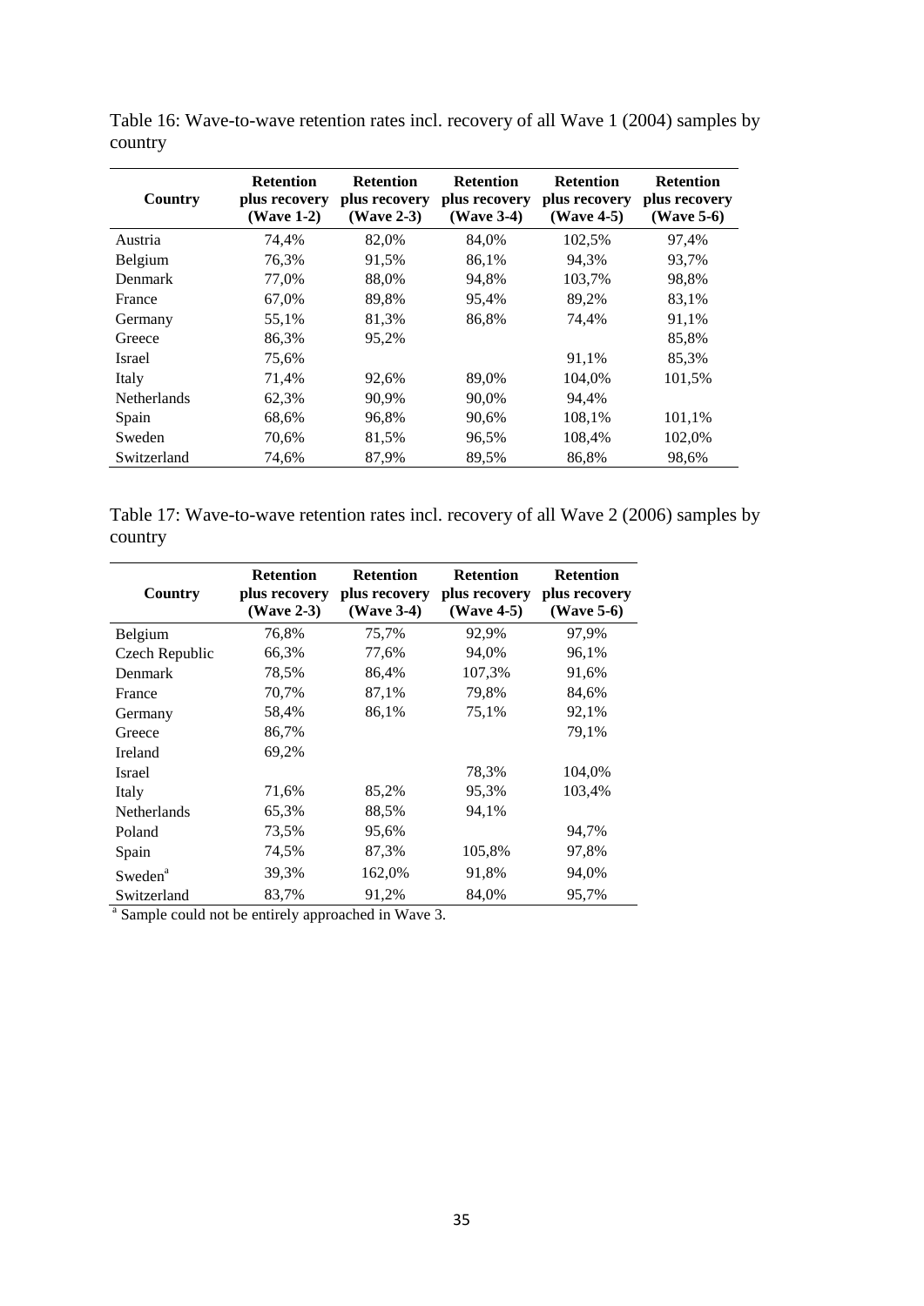Table 16: Wave-to-wave retention rates incl. recovery of all Wave 1 (2004) samples by country

| Country | Retention plus recovery (Wave 1-2) | Retention plus recovery (Wave 2-3) | Retention plus recovery (Wave 3-4) | Retention plus recovery (Wave 4-5) | Retention plus recovery (Wave 5-6) |
|---|---|---|---|---|---|
| Austria | 74,4% | 82,0% | 84,0% | 102,5% | 97,4% |
| Belgium | 76,3% | 91,5% | 86,1% | 94,3% | 93,7% |
| Denmark | 77,0% | 88,0% | 94,8% | 103,7% | 98,8% |
| France | 67,0% | 89,8% | 95,4% | 89,2% | 83,1% |
| Germany | 55,1% | 81,3% | 86,8% | 74,4% | 91,1% |
| Greece | 86,3% | 95,2% | | | 85,8% |
| Israel | 75,6% | | | 91,1% | 85,3% |
| Italy | 71,4% | 92,6% | 89,0% | 104,0% | 101,5% |
| Netherlands | 62,3% | 90,9% | 90,0% | 94,4% | |
| Spain | 68,6% | 96,8% | 90,6% | 108,1% | 101,1% |
| Sweden | 70,6% | 81,5% | 96,5% | 108,4% | 102,0% |
| Switzerland | 74,6% | 87,9% | 89,5% | 86,8% | 98,6% |

Table 17: Wave-to-wave retention rates incl. recovery of all Wave 2 (2006) samples by country

| Country | Retention plus recovery (Wave 2-3) | Retention plus recovery (Wave 3-4) | Retention plus recovery (Wave 4-5) | Retention plus recovery (Wave 5-6) |
|---|---|---|---|---|
| Belgium | 76,8% | 75,7% | 92,9% | 97,9% |
| Czech Republic | 66,3% | 77,6% | 94,0% | 96,1% |
| Denmark | 78,5% | 86,4% | 107,3% | 91,6% |
| France | 70,7% | 87,1% | 79,8% | 84,6% |
| Germany | 58,4% | 86,1% | 75,1% | 92,1% |
| Greece | 86,7% | | | 79,1% |
| Ireland | 69,2% | | | |
| Israel | | | 78,3% | 104,0% |
| Italy | 71,6% | 85,2% | 95,3% | 103,4% |
| Netherlands | 65,3% | 88,5% | 94,1% | |
| Poland | 73,5% | 95,6% | | 94,7% |
| Spain | 74,5% | 87,3% | 105,8% | 97,8% |
| Sweden[a] | 39,3% | 162,0% | 91,8% | 94,0% |
| Switzerland | 83,7% | 91,2% | 84,0% | 95,7% |

[a] Sample could not be entirely approached in Wave 3.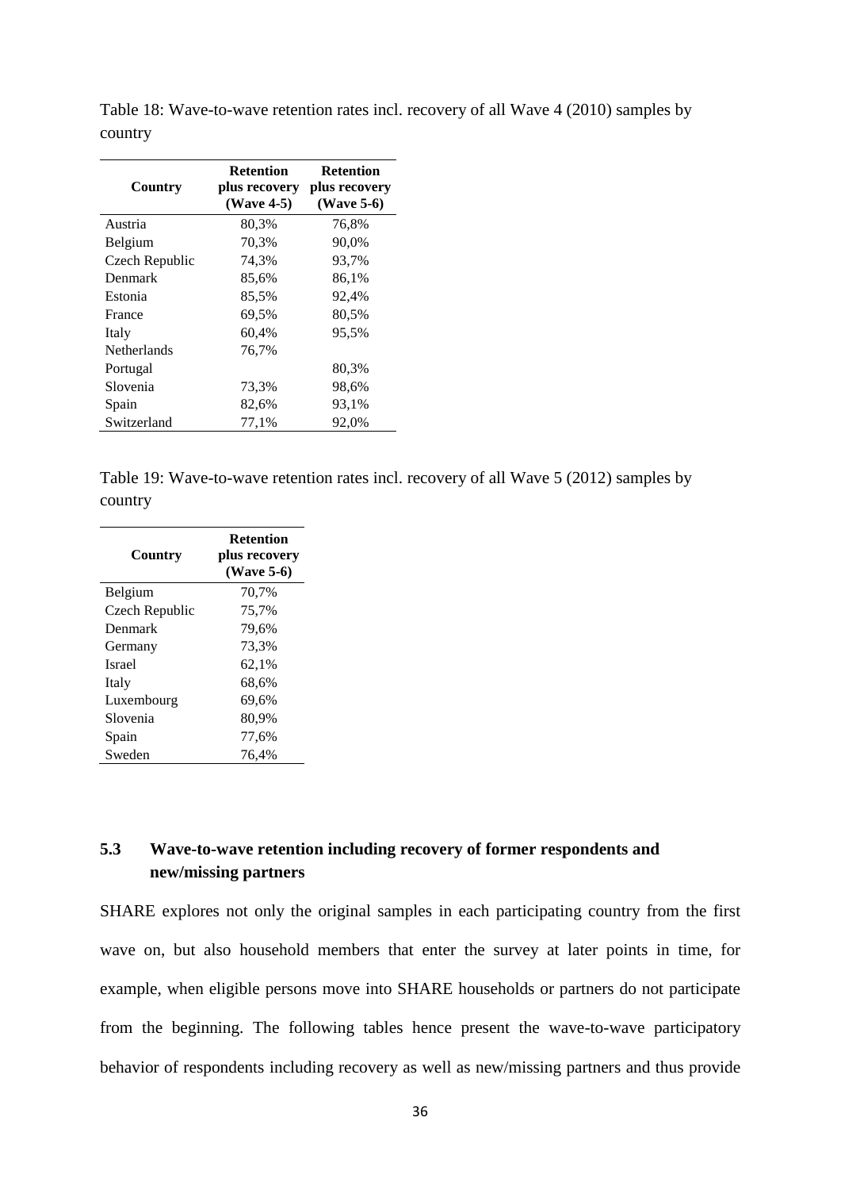Table 18: Wave-to-wave retention rates incl. recovery of all Wave 4 (2010) samples by country

| Country | Retention plus recovery (Wave 4-5) | Retention plus recovery (Wave 5-6) |
|---|---|---|
| Austria | 80,3% | 76,8% |
| Belgium | 70,3% | 90,0% |
| Czech Republic | 74,3% | 93,7% |
| Denmark | 85,6% | 86,1% |
| Estonia | 85,5% | 92,4% |
| France | 69,5% | 80,5% |
| Italy | 60,4% | 95,5% |
| Netherlands | 76,7% | |
| Portugal | | 80,3% |
| Slovenia | 73,3% | 98,6% |
| Spain | 82,6% | 93,1% |
| Switzerland | 77,1% | 92,0% |

Table 19: Wave-to-wave retention rates incl. recovery of all Wave 5 (2012) samples by country

| Country | Retention plus recovery (Wave 5-6) |
|---|---|
| Belgium | 70,7% |
| Czech Republic | 75,7% |
| Denmark | 79,6% |
| Germany | 73,3% |
| Israel | 62,1% |
| Italy | 68,6% |
| Luxembourg | 69,6% |
| Slovenia | 80,9% |
| Spain | 77,6% |
| Sweden | 76,4% |

### 5.3 Wave-to-wave retention including recovery of former respondents and new/missing partners

SHARE explores not only the original samples in each participating country from the first wave on, but also household members that enter the survey at later points in time, for example, when eligible persons move into SHARE households or partners do not participate from the beginning. The following tables hence present the wave-to-wave participatory behavior of respondents including recovery as well as new/missing partners and thus provide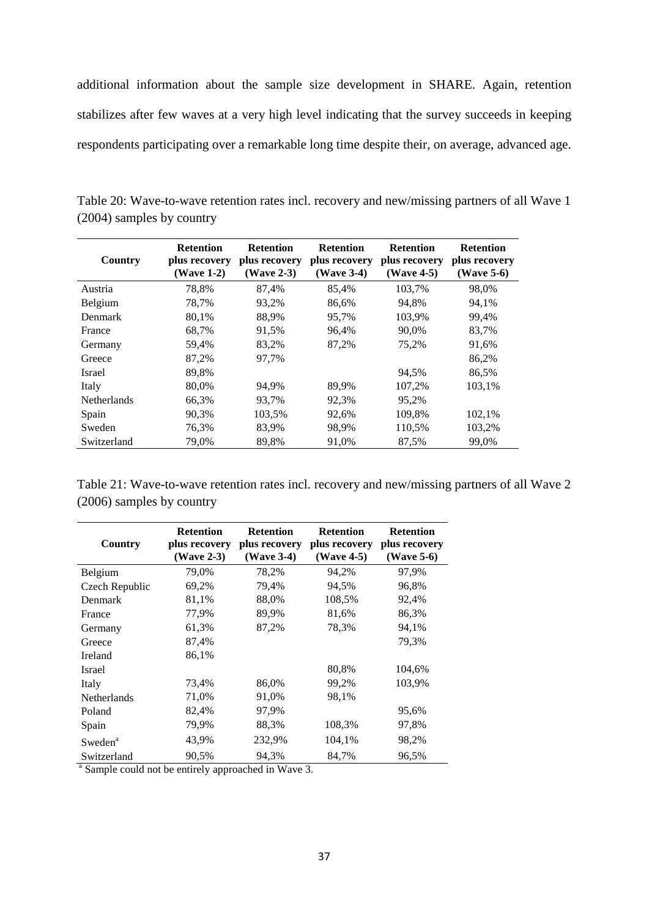additional information about the sample size development in SHARE. Again, retention stabilizes after few waves at a very high level indicating that the survey succeeds in keeping respondents participating over a remarkable long time despite their, on average, advanced age.

Table 20: Wave-to-wave retention rates incl. recovery and new/missing partners of all Wave 1 (2004) samples by country

| Country | Retention plus recovery (Wave 1-2) | Retention plus recovery (Wave 2-3) | Retention plus recovery (Wave 3-4) | Retention plus recovery (Wave 4-5) | Retention plus recovery (Wave 5-6) |
|---|---|---|---|---|---|
| Austria | 78,8% | 87,4% | 85,4% | 103,7% | 98,0% |
| Belgium | 78,7% | 93,2% | 86,6% | 94,8% | 94,1% |
| Denmark | 80,1% | 88,9% | 95,7% | 103,9% | 99,4% |
| France | 68,7% | 91,5% | 96,4% | 90,0% | 83,7% |
| Germany | 59,4% | 83,2% | 87,2% | 75,2% | 91,6% |
| Greece | 87,2% | 97,7% | | | 86,2% |
| Israel | 89,8% | | | 94,5% | 86,5% |
| Italy | 80,0% | 94,9% | 89,9% | 107,2% | 103,1% |
| Netherlands | 66,3% | 93,7% | 92,3% | 95,2% | |
| Spain | 90,3% | 103,5% | 92,6% | 109,8% | 102,1% |
| Sweden | 76,3% | 83,9% | 98,9% | 110,5% | 103,2% |
| Switzerland | 79,0% | 89,8% | 91,0% | 87,5% | 99,0% |

Table 21: Wave-to-wave retention rates incl. recovery and new/missing partners of all Wave 2 (2006) samples by country

| Country | Retention plus recovery (Wave 2-3) | Retention plus recovery (Wave 3-4) | Retention plus recovery (Wave 4-5) | Retention plus recovery (Wave 5-6) |
|---|---|---|---|---|
| Belgium | 79,0% | 78,2% | 94,2% | 97,9% |
| Czech Republic | 69,2% | 79,4% | 94,5% | 96,8% |
| Denmark | 81,1% | 88,0% | 108,5% | 92,4% |
| France | 77,9% | 89,9% | 81,6% | 86,3% |
| Germany | 61,3% | 87,2% | 78,3% | 94,1% |
| Greece | 87,4% | | | 79,3% |
| Ireland | 86,1% | | | |
| Israel | | | 80,8% | 104,6% |
| Italy | 73,4% | 86,0% | 99,2% | 103,9% |
| Netherlands | 71,0% | 91,0% | 98,1% | |
| Poland | 82,4% | 97,9% | | 95,6% |
| Spain | 79,9% | 88,3% | 108,3% | 97,8% |
| Sweden[a] | 43,9% | 232,9% | 104,1% | 98,2% |
| Switzerland | 90,5% | 94,3% | 84,7% | 96,5% |

[a] Sample could not be entirely approached in Wave 3.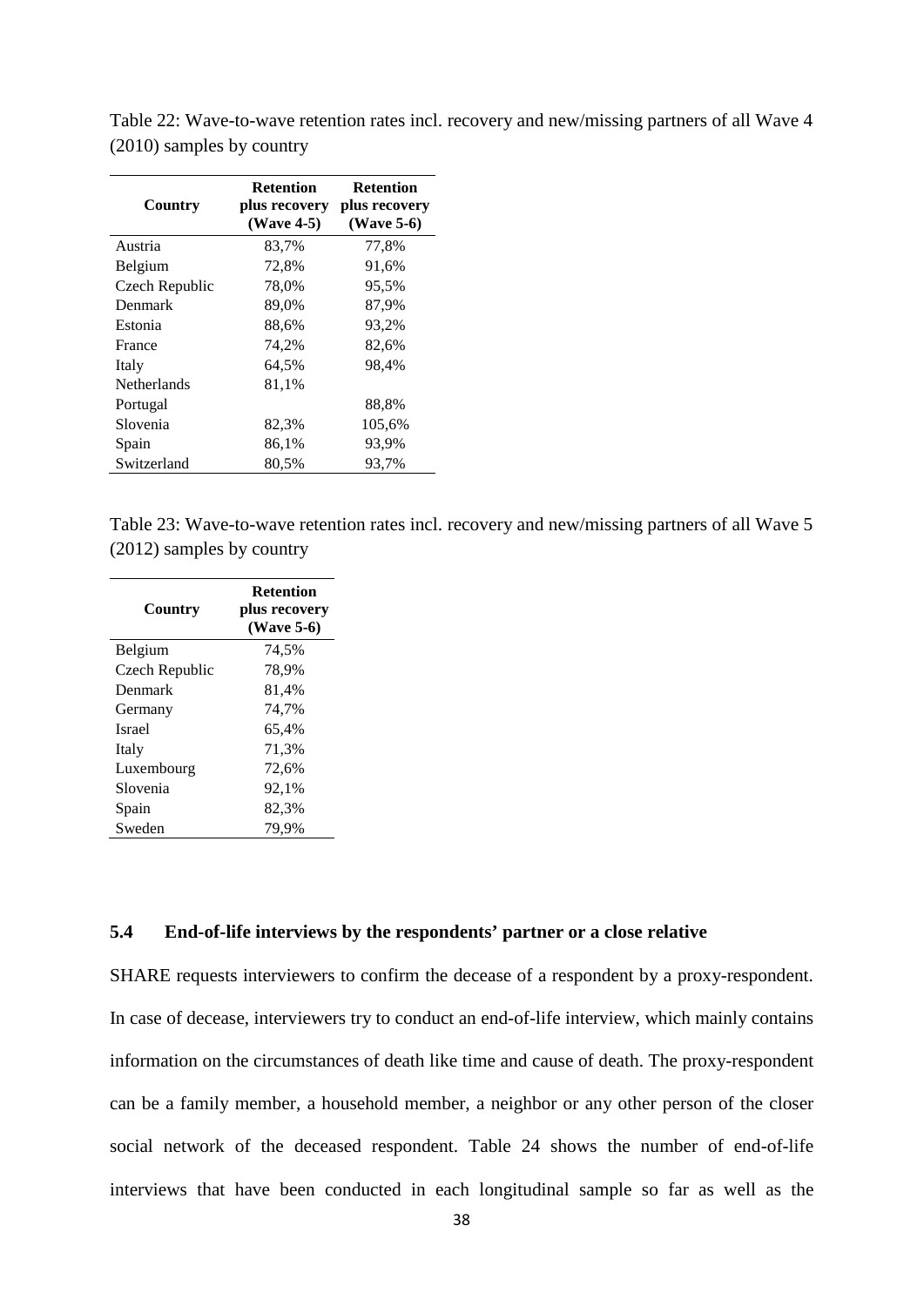Table 22: Wave-to-wave retention rates incl. recovery and new/missing partners of all Wave 4 (2010) samples by country

| Country | Retention plus recovery (Wave 4-5) | Retention plus recovery (Wave 5-6) |
|---|---|---|
| Austria | 83,7% | 77,8% |
| Belgium | 72,8% | 91,6% |
| Czech Republic | 78,0% | 95,5% |
| Denmark | 89,0% | 87,9% |
| Estonia | 88,6% | 93,2% |
| France | 74,2% | 82,6% |
| Italy | 64,5% | 98,4% |
| Netherlands | 81,1% | |
| Portugal | | 88,8% |
| Slovenia | 82,3% | 105,6% |
| Spain | 86,1% | 93,9% |
| Switzerland | 80,5% | 93,7% |

Table 23: Wave-to-wave retention rates incl. recovery and new/missing partners of all Wave 5 (2012) samples by country

| Country | Retention plus recovery (Wave 5-6) |
|---|---|
| Belgium | 74,5% |
| Czech Republic | 78,9% |
| Denmark | 81,4% |
| Germany | 74,7% |
| Israel | 65,4% |
| Italy | 71,3% |
| Luxembourg | 72,6% |
| Slovenia | 92,1% |
| Spain | 82,3% |
| Sweden | 79,9% |

### 5.4 End-of-life interviews by the respondents' partner or a close relative

SHARE requests interviewers to confirm the decease of a respondent by a proxy-respondent. In case of decease, interviewers try to conduct an end-of-life interview, which mainly contains information on the circumstances of death like time and cause of death. The proxy-respondent can be a family member, a household member, a neighbor or any other person of the closer social network of the deceased respondent. Table 24 shows the number of end-of-life interviews that have been conducted in each longitudinal sample so far as well as the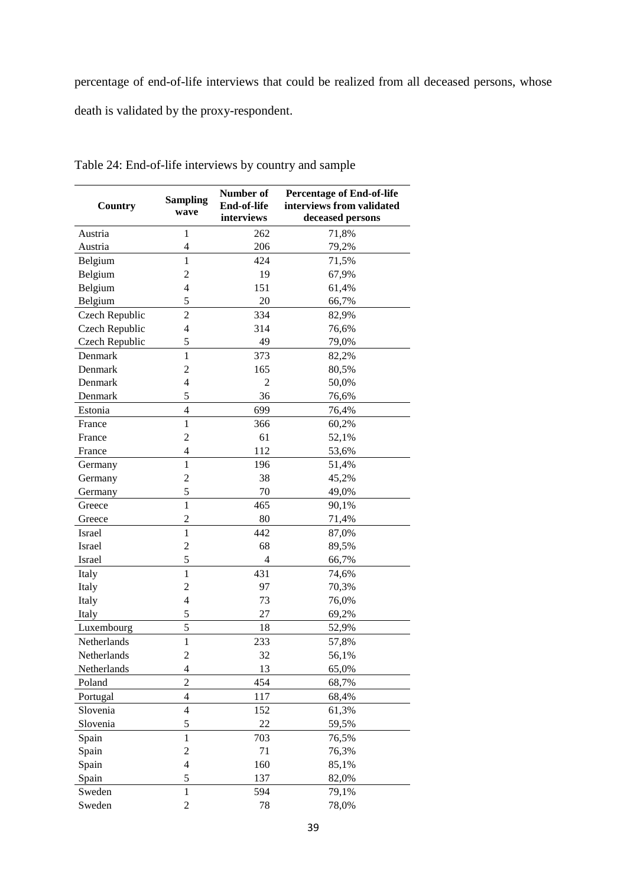percentage of end-of-life interviews that could be realized from all deceased persons, whose death is validated by the proxy-respondent.

Table 24: End-of-life interviews by country and sample

| Country | Sampling wave | Number of End-of-life interviews | Percentage of End-of-life interviews from validated deceased persons |
|---|---|---|---|
| Austria | 1 | 262 | 71,8% |
| Austria | 4 | 206 | 79,2% |
| Belgium | 1 | 424 | 71,5% |
| Belgium | 2 | 19 | 67,9% |
| Belgium | 4 | 151 | 61,4% |
| Belgium | 5 | 20 | 66,7% |
| Czech Republic | 2 | 334 | 82,9% |
| Czech Republic | 4 | 314 | 76,6% |
| Czech Republic | 5 | 49 | 79,0% |
| Denmark | 1 | 373 | 82,2% |
| Denmark | 2 | 165 | 80,5% |
| Denmark | 4 | 2 | 50,0% |
| Denmark | 5 | 36 | 76,6% |
| Estonia | 4 | 699 | 76,4% |
| France | 1 | 366 | 60,2% |
| France | 2 | 61 | 52,1% |
| France | 4 | 112 | 53,6% |
| Germany | 1 | 196 | 51,4% |
| Germany | 2 | 38 | 45,2% |
| Germany | 5 | 70 | 49,0% |
| Greece | 1 | 465 | 90,1% |
| Greece | 2 | 80 | 71,4% |
| Israel | 1 | 442 | 87,0% |
| Israel | 2 | 68 | 89,5% |
| Israel | 5 | 4 | 66,7% |
| Italy | 1 | 431 | 74,6% |
| Italy | 2 | 97 | 70,3% |
| Italy | 4 | 73 | 76,0% |
| Italy | 5 | 27 | 69,2% |
| Luxembourg | 5 | 18 | 52,9% |
| Netherlands | 1 | 233 | 57,8% |
| Netherlands | 2 | 32 | 56,1% |
| Netherlands | 4 | 13 | 65,0% |
| Poland | 2 | 454 | 68,7% |
| Portugal | 4 | 117 | 68,4% |
| Slovenia | 4 | 152 | 61,3% |
| Slovenia | 5 | 22 | 59,5% |
| Spain | 1 | 703 | 76,5% |
| Spain | 2 | 71 | 76,3% |
| Spain | 4 | 160 | 85,1% |
| Spain | 5 | 137 | 82,0% |
| Sweden | 1 | 594 | 79,1% |
| Sweden | 2 | 78 | 78,0% |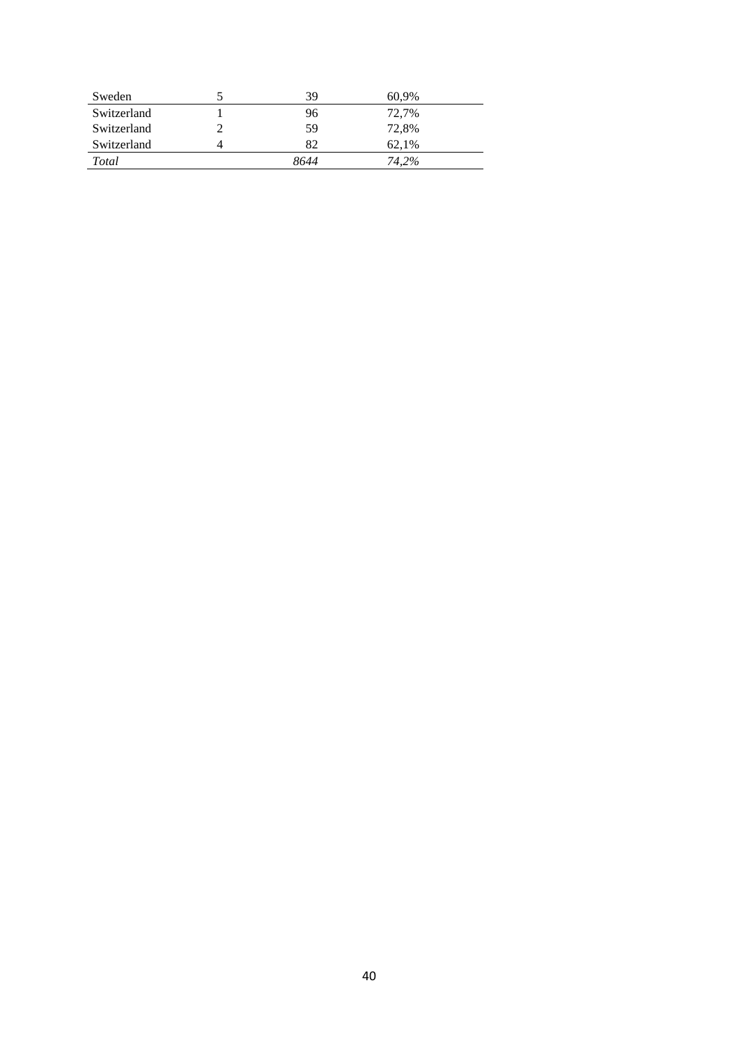| | | | |
|---|---|---|---|
| Sweden | 5 | 39 | 60,9% |
| Switzerland | 1 | 96 | 72,7% |
| Switzerland | 2 | 59 | 72,8% |
| Switzerland | 4 | 82 | 62,1% |
| *Total* | | *8644* | *74,2%* |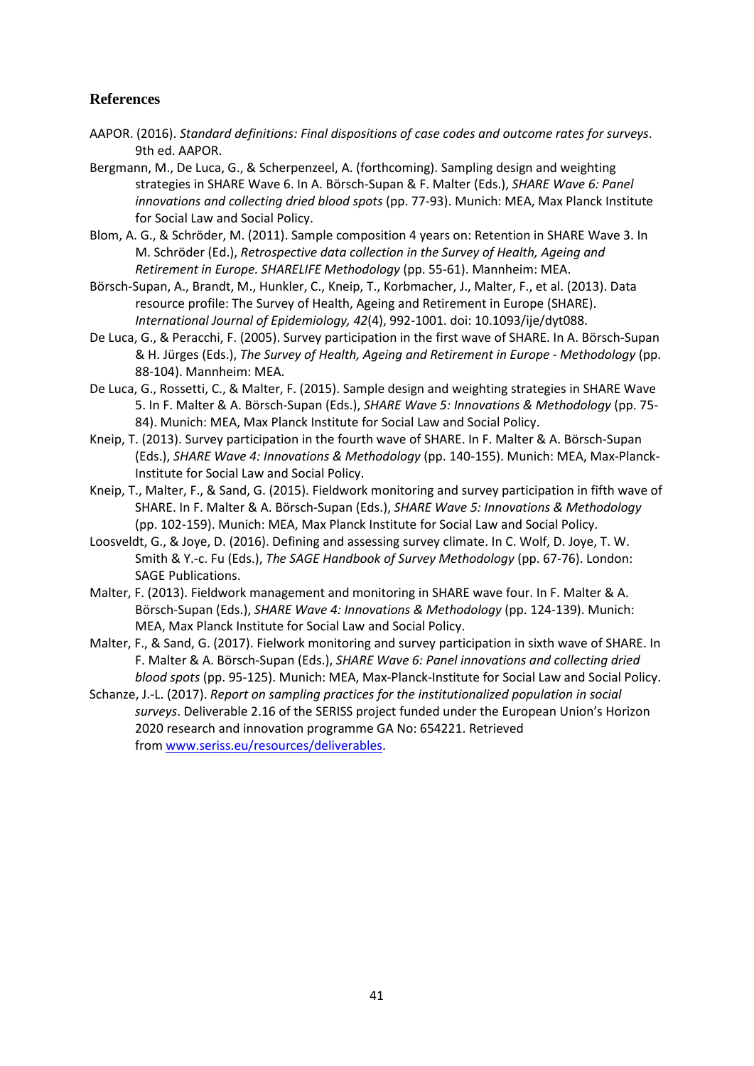## References

AAPOR. (2016). *Standard definitions: Final dispositions of case codes and outcome rates for surveys*. 9th ed. AAPOR.

Bergmann, M., De Luca, G., & Scherpenzeel, A. (forthcoming). Sampling design and weighting strategies in SHARE Wave 6. In A. Börsch-Supan & F. Malter (Eds.), *SHARE Wave 6: Panel innovations and collecting dried blood spots* (pp. 77-93). Munich: MEA, Max Planck Institute for Social Law and Social Policy.

Blom, A. G., & Schröder, M. (2011). Sample composition 4 years on: Retention in SHARE Wave 3. In M. Schröder (Ed.), *Retrospective data collection in the Survey of Health, Ageing and Retirement in Europe. SHARELIFE Methodology* (pp. 55-61). Mannheim: MEA.

Börsch-Supan, A., Brandt, M., Hunkler, C., Kneip, T., Korbmacher, J., Malter, F., et al. (2013). Data resource profile: The Survey of Health, Ageing and Retirement in Europe (SHARE). *International Journal of Epidemiology, 42*(4), 992-1001. doi: 10.1093/ije/dyt088.

De Luca, G., & Peracchi, F. (2005). Survey participation in the first wave of SHARE. In A. Börsch-Supan & H. Jürges (Eds.), *The Survey of Health, Ageing and Retirement in Europe - Methodology* (pp. 88-104). Mannheim: MEA.

De Luca, G., Rossetti, C., & Malter, F. (2015). Sample design and weighting strategies in SHARE Wave 5. In F. Malter & A. Börsch-Supan (Eds.), *SHARE Wave 5: Innovations & Methodology* (pp. 75-84). Munich: MEA, Max Planck Institute for Social Law and Social Policy.

Kneip, T. (2013). Survey participation in the fourth wave of SHARE. In F. Malter & A. Börsch-Supan (Eds.), *SHARE Wave 4: Innovations & Methodology* (pp. 140-155). Munich: MEA, Max-Planck-Institute for Social Law and Social Policy.

Kneip, T., Malter, F., & Sand, G. (2015). Fieldwork monitoring and survey participation in fifth wave of SHARE. In F. Malter & A. Börsch-Supan (Eds.), *SHARE Wave 5: Innovations & Methodology* (pp. 102-159). Munich: MEA, Max Planck Institute for Social Law and Social Policy.

Loosveldt, G., & Joye, D. (2016). Defining and assessing survey climate. In C. Wolf, D. Joye, T. W. Smith & Y.-c. Fu (Eds.), *The SAGE Handbook of Survey Methodology* (pp. 67-76). London: SAGE Publications.

Malter, F. (2013). Fieldwork management and monitoring in SHARE wave four. In F. Malter & A. Börsch-Supan (Eds.), *SHARE Wave 4: Innovations & Methodology* (pp. 124-139). Munich: MEA, Max Planck Institute for Social Law and Social Policy.

Malter, F., & Sand, G. (2017). Fielwork monitoring and survey participation in sixth wave of SHARE. In F. Malter & A. Börsch-Supan (Eds.), *SHARE Wave 6: Panel innovations and collecting dried blood spots* (pp. 95-125). Munich: MEA, Max-Planck-Institute for Social Law and Social Policy.

Schanze, J.-L. (2017). *Report on sampling practices for the institutionalized population in social surveys*. Deliverable 2.16 of the SERISS project funded under the European Union's Horizon 2020 research and innovation programme GA No: 654221. Retrieved from www.seriss.eu/resources/deliverables.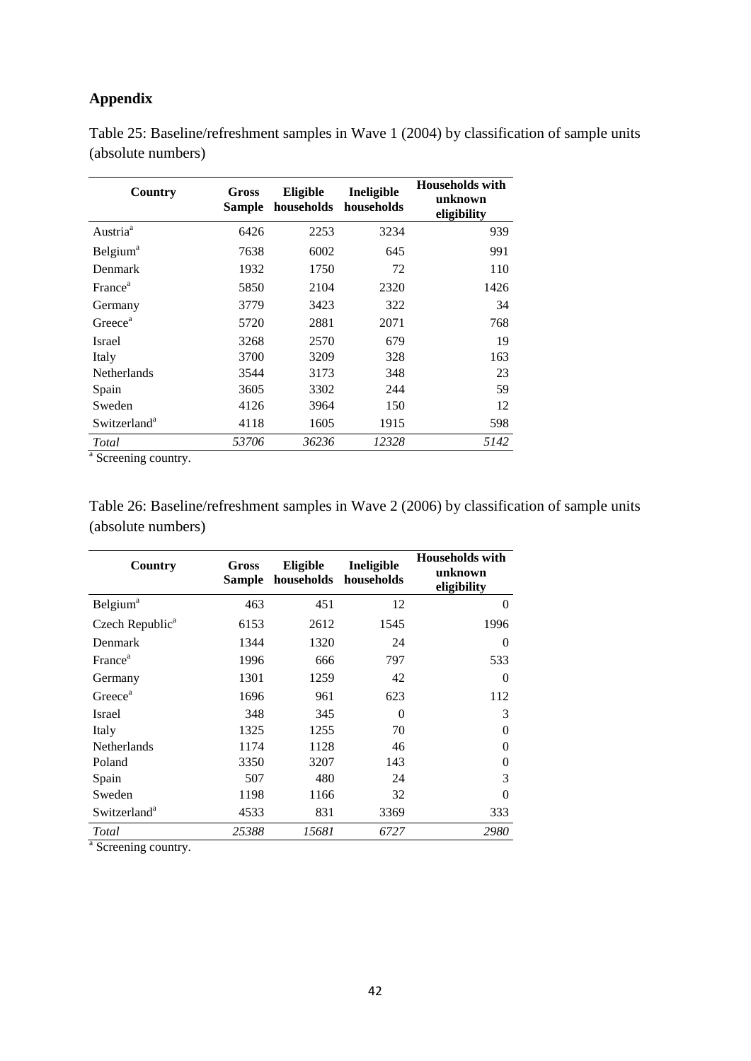# Appendix

Table 25: Baseline/refreshment samples in Wave 1 (2004) by classification of sample units (absolute numbers)

| Country | Gross Sample | Eligible households | Ineligible households | Households with unknown eligibility |
|---|---|---|---|---|
| Austria[a] | 6426 | 2253 | 3234 | 939 |
| Belgium[a] | 7638 | 6002 | 645 | 991 |
| Denmark | 1932 | 1750 | 72 | 110 |
| France[a] | 5850 | 2104 | 2320 | 1426 |
| Germany | 3779 | 3423 | 322 | 34 |
| Greece[a] | 5720 | 2881 | 2071 | 768 |
| Israel | 3268 | 2570 | 679 | 19 |
| Italy | 3700 | 3209 | 328 | 163 |
| Netherlands | 3544 | 3173 | 348 | 23 |
| Spain | 3605 | 3302 | 244 | 59 |
| Sweden | 4126 | 3964 | 150 | 12 |
| Switzerland[a] | 4118 | 1605 | 1915 | 598 |
| *Total* | *53706* | *36236* | *12328* | *5142* |

[a] Screening country.

Table 26: Baseline/refreshment samples in Wave 2 (2006) by classification of sample units (absolute numbers)

| Country | Gross Sample | Eligible households | Ineligible households | Households with unknown eligibility |
|---|---|---|---|---|
| Belgium[a] | 463 | 451 | 12 | 0 |
| Czech Republic[a] | 6153 | 2612 | 1545 | 1996 |
| Denmark | 1344 | 1320 | 24 | 0 |
| France[a] | 1996 | 666 | 797 | 533 |
| Germany | 1301 | 1259 | 42 | 0 |
| Greece[a] | 1696 | 961 | 623 | 112 |
| Israel | 348 | 345 | 0 | 3 |
| Italy | 1325 | 1255 | 70 | 0 |
| Netherlands | 1174 | 1128 | 46 | 0 |
| Poland | 3350 | 3207 | 143 | 0 |
| Spain | 507 | 480 | 24 | 3 |
| Sweden | 1198 | 1166 | 32 | 0 |
| Switzerland[a] | 4533 | 831 | 3369 | 333 |
| *Total* | *25388* | *15681* | *6727* | *2980* |

[a] Screening country.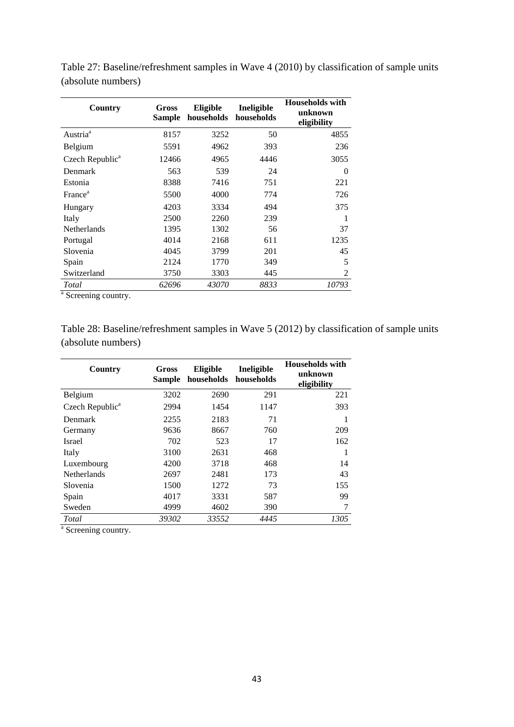Table 27: Baseline/refreshment samples in Wave 4 (2010) by classification of sample units (absolute numbers)

| Country | Gross Sample | Eligible households | Ineligible households | Households with unknown eligibility |
|---|---|---|---|---|
| Austria[a] | 8157 | 3252 | 50 | 4855 |
| Belgium | 5591 | 4962 | 393 | 236 |
| Czech Republic[a] | 12466 | 4965 | 4446 | 3055 |
| Denmark | 563 | 539 | 24 | 0 |
| Estonia | 8388 | 7416 | 751 | 221 |
| France[a] | 5500 | 4000 | 774 | 726 |
| Hungary | 4203 | 3334 | 494 | 375 |
| Italy | 2500 | 2260 | 239 | 1 |
| Netherlands | 1395 | 1302 | 56 | 37 |
| Portugal | 4014 | 2168 | 611 | 1235 |
| Slovenia | 4045 | 3799 | 201 | 45 |
| Spain | 2124 | 1770 | 349 | 5 |
| Switzerland | 3750 | 3303 | 445 | 2 |
| *Total* | *62696* | *43070* | *8833* | *10793* |

[a] Screening country.

Table 28: Baseline/refreshment samples in Wave 5 (2012) by classification of sample units (absolute numbers)

| Country | Gross Sample | Eligible households | Ineligible households | Households with unknown eligibility |
|---|---|---|---|---|
| Belgium | 3202 | 2690 | 291 | 221 |
| Czech Republic[a] | 2994 | 1454 | 1147 | 393 |
| Denmark | 2255 | 2183 | 71 | 1 |
| Germany | 9636 | 8667 | 760 | 209 |
| Israel | 702 | 523 | 17 | 162 |
| Italy | 3100 | 2631 | 468 | 1 |
| Luxembourg | 4200 | 3718 | 468 | 14 |
| Netherlands | 2697 | 2481 | 173 | 43 |
| Slovenia | 1500 | 1272 | 73 | 155 |
| Spain | 4017 | 3331 | 587 | 99 |
| Sweden | 4999 | 4602 | 390 | 7 |
| *Total* | *39302* | *33552* | *4445* | *1305* |

[a] Screening country.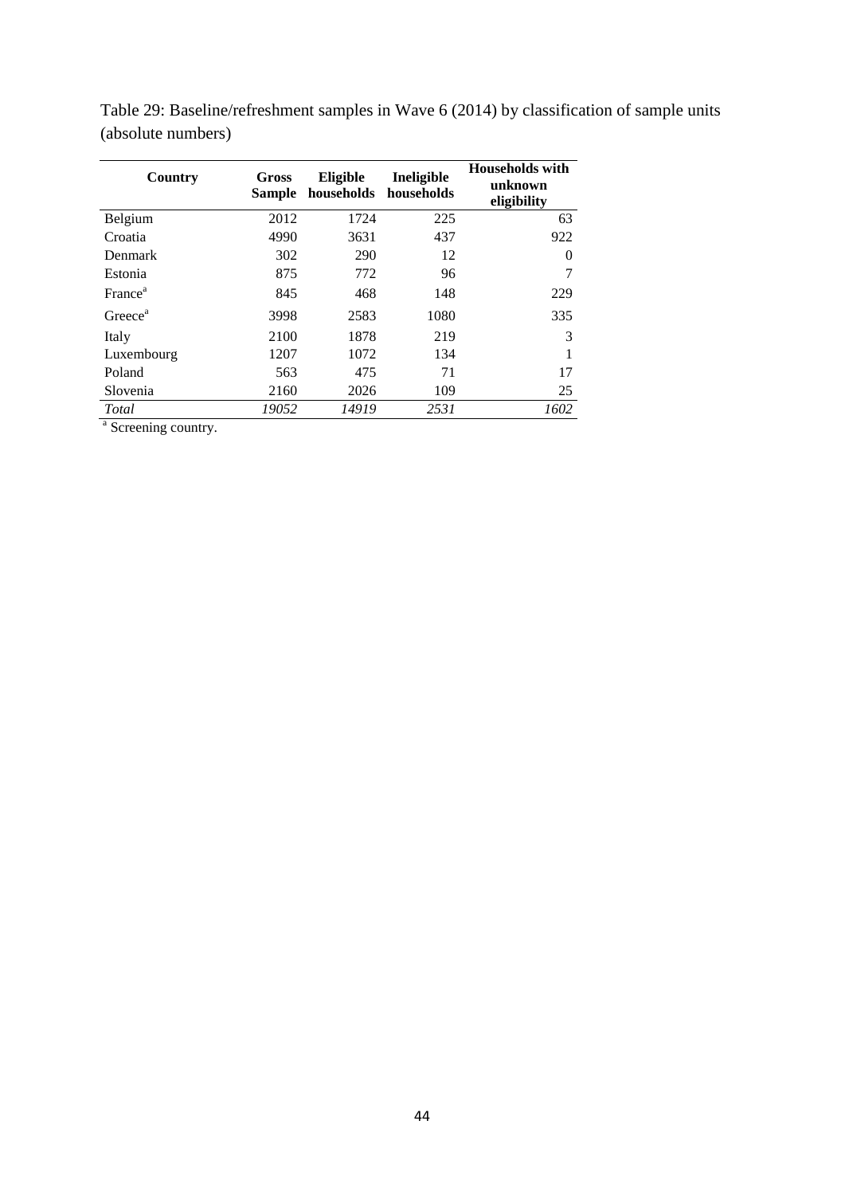Table 29: Baseline/refreshment samples in Wave 6 (2014) by classification of sample units (absolute numbers)

| Country | Gross Sample | Eligible households | Ineligible households | Households with unknown eligibility |
|---|---|---|---|---|
| Belgium | 2012 | 1724 | 225 | 63 |
| Croatia | 4990 | 3631 | 437 | 922 |
| Denmark | 302 | 290 | 12 | 0 |
| Estonia | 875 | 772 | 96 | 7 |
| France[a] | 845 | 468 | 148 | 229 |
| Greece[a] | 3998 | 2583 | 1080 | 335 |
| Italy | 2100 | 1878 | 219 | 3 |
| Luxembourg | 1207 | 1072 | 134 | 1 |
| Poland | 563 | 475 | 71 | 17 |
| Slovenia | 2160 | 2026 | 109 | 25 |
| *Total* | *19052* | *14919* | *2531* | *1602* |

[a] Screening country.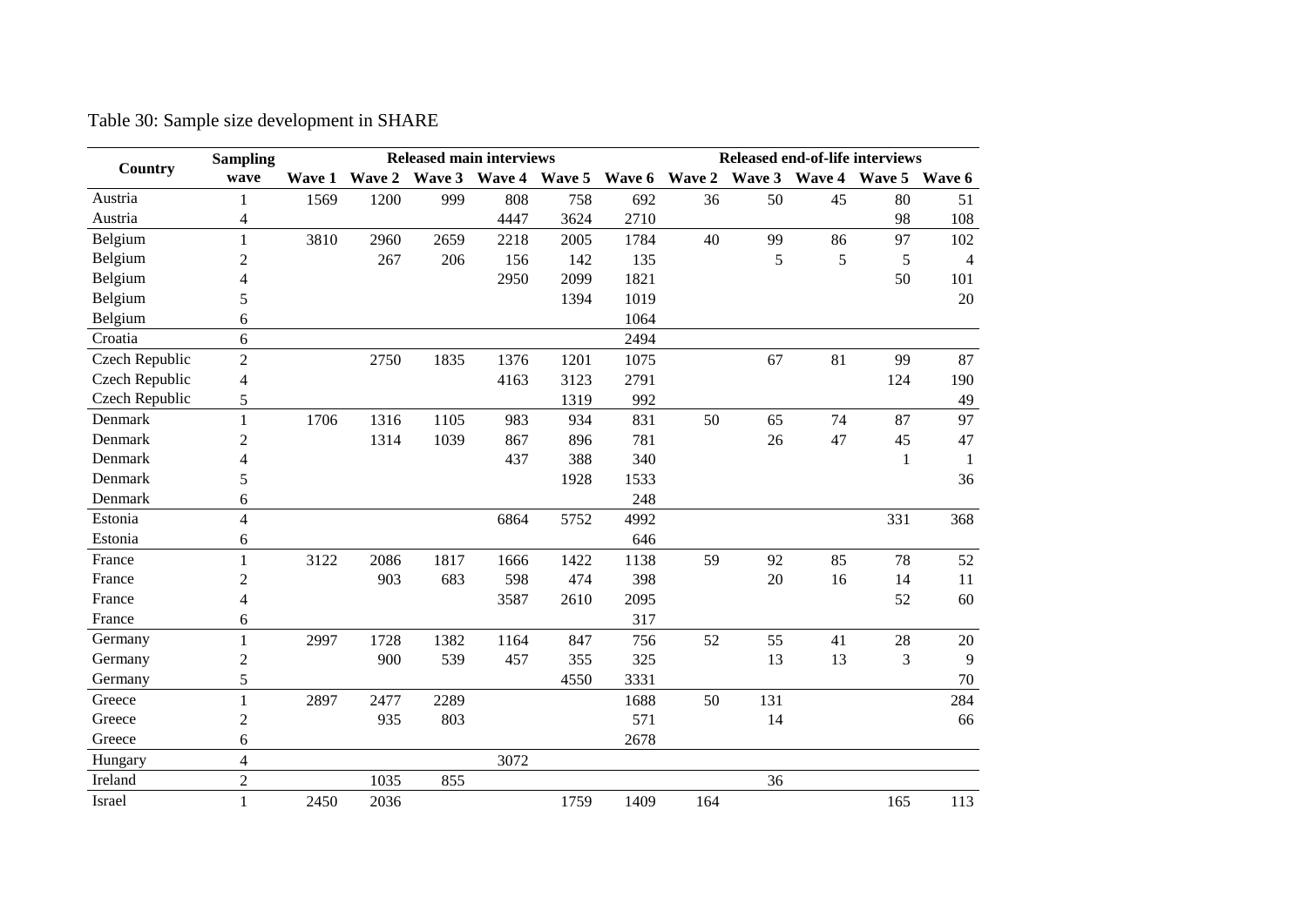Table 30: Sample size development in SHARE

| Country | Sampling wave | Released main interviews | | | | | | Released end-of-life interviews | | | | |
|---|---|---|---|---|---|---|---|---|---|---|---|---|
| | | Wave 1 | Wave 2 | Wave 3 | Wave 4 | Wave 5 | Wave 6 | Wave 2 | Wave 3 | Wave 4 | Wave 5 | Wave 6 |
| Austria | 1 | 1569 | 1200 | 999 | 808 | 758 | 692 | 36 | 50 | 45 | 80 | 51 |
| Austria | 4 | | | | 4447 | 3624 | 2710 | | | | 98 | 108 |
| Belgium | 1 | 3810 | 2960 | 2659 | 2218 | 2005 | 1784 | 40 | 99 | 86 | 97 | 102 |
| Belgium | 2 | | 267 | 206 | 156 | 142 | 135 | | 5 | 5 | 5 | 4 |
| Belgium | 4 | | | | 2950 | 2099 | 1821 | | | | 50 | 101 |
| Belgium | 5 | | | | | 1394 | 1019 | | | | | 20 |
| Belgium | 6 | | | | | | 1064 | | | | | |
| Croatia | 6 | | | | | | 2494 | | | | | |
| Czech Republic | 2 | | 2750 | 1835 | 1376 | 1201 | 1075 | | 67 | 81 | 99 | 87 |
| Czech Republic | 4 | | | | 4163 | 3123 | 2791 | | | | 124 | 190 |
| Czech Republic | 5 | | | | | 1319 | 992 | | | | | 49 |
| Denmark | 1 | 1706 | 1316 | 1105 | 983 | 934 | 831 | 50 | 65 | 74 | 87 | 97 |
| Denmark | 2 | | 1314 | 1039 | 867 | 896 | 781 | | 26 | 47 | 45 | 47 |
| Denmark | 4 | | | | 437 | 388 | 340 | | | | 1 | 1 |
| Denmark | 5 | | | | | 1928 | 1533 | | | | | 36 |
| Denmark | 6 | | | | | | 248 | | | | | |
| Estonia | 4 | | | | 6864 | 5752 | 4992 | | | | 331 | 368 |
| Estonia | 6 | | | | | | 646 | | | | | |
| France | 1 | 3122 | 2086 | 1817 | 1666 | 1422 | 1138 | 59 | 92 | 85 | 78 | 52 |
| France | 2 | | 903 | 683 | 598 | 474 | 398 | | 20 | 16 | 14 | 11 |
| France | 4 | | | | 3587 | 2610 | 2095 | | | | 52 | 60 |
| France | 6 | | | | | | 317 | | | | | |
| Germany | 1 | 2997 | 1728 | 1382 | 1164 | 847 | 756 | 52 | 55 | 41 | 28 | 20 |
| Germany | 2 | | 900 | 539 | 457 | 355 | 325 | | 13 | 13 | 3 | 9 |
| Germany | 5 | | | | | 4550 | 3331 | | | | | 70 |
| Greece | 1 | 2897 | 2477 | 2289 | | | 1688 | 50 | 131 | | | 284 |
| Greece | 2 | | 935 | 803 | | | 571 | | 14 | | | 66 |
| Greece | 6 | | | | | | 2678 | | | | | |
| Hungary | 4 | | | | 3072 | | | | | | | |
| Ireland | 2 | | 1035 | 855 | | | | | 36 | | | |
| Israel | 1 | 2450 | 2036 | | | 1759 | 1409 | 164 | | | 165 | 113 |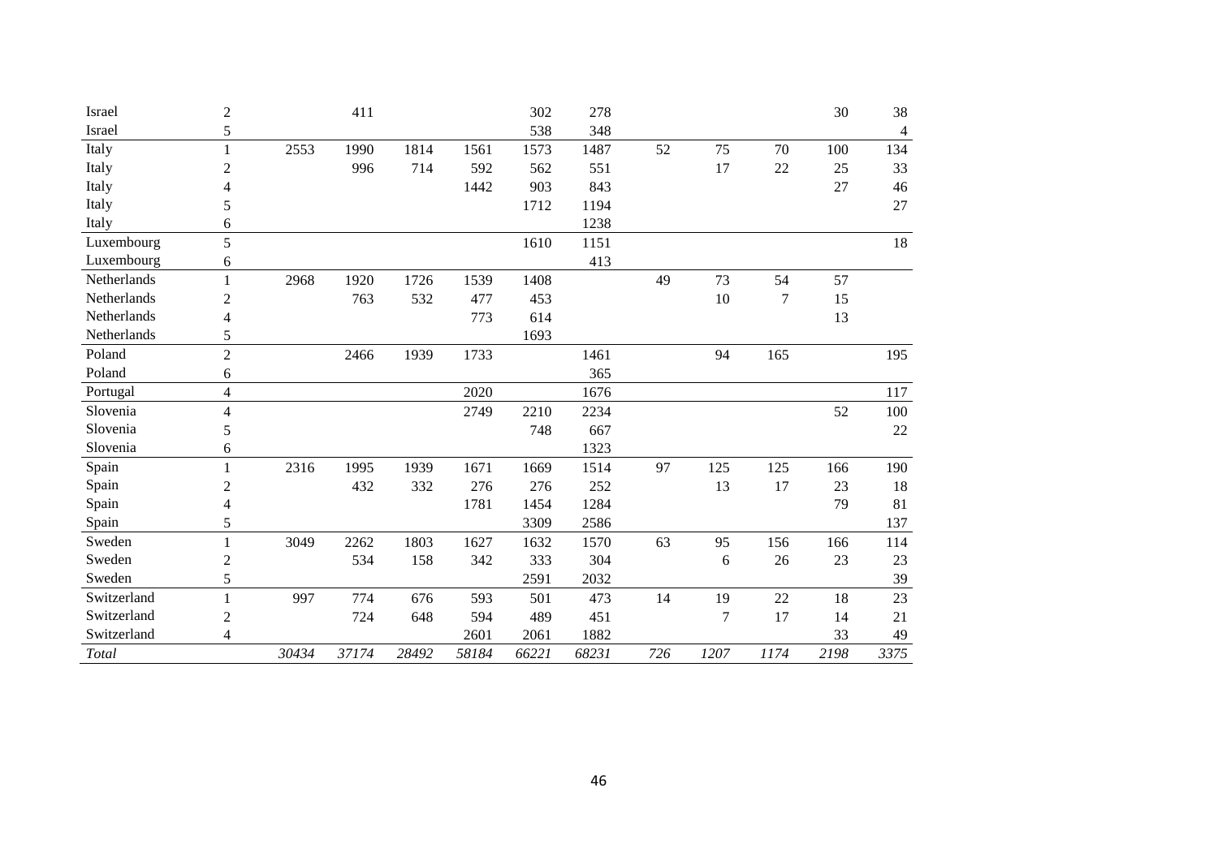| | | | | | | | | | | | | |
|---|---|---|---|---|---|---|---|---|---|---|---|---|
| Israel | 2 | | 411 | | | 302 | 278 | | | | 30 | 38 |
| Israel | 5 | | | | | 538 | 348 | | | | | 4 |
| Italy | 1 | 2553 | 1990 | 1814 | 1561 | 1573 | 1487 | 52 | 75 | 70 | 100 | 134 |
| Italy | 2 | | 996 | 714 | 592 | 562 | 551 | | 17 | 22 | 25 | 33 |
| Italy | 4 | | | | 1442 | 903 | 843 | | | | 27 | 46 |
| Italy | 5 | | | | | 1712 | 1194 | | | | | 27 |
| Italy | 6 | | | | | | 1238 | | | | | |
| Luxembourg | 5 | | | | | 1610 | 1151 | | | | | 18 |
| Luxembourg | 6 | | | | | | 413 | | | | | |
| Netherlands | 1 | 2968 | 1920 | 1726 | 1539 | 1408 | | 49 | 73 | 54 | 57 | |
| Netherlands | 2 | | 763 | 532 | 477 | 453 | | | 10 | 7 | 15 | |
| Netherlands | 4 | | | | 773 | 614 | | | | | 13 | |
| Netherlands | 5 | | | | | 1693 | | | | | | |
| Poland | 2 | | 2466 | 1939 | 1733 | | 1461 | | 94 | 165 | | 195 |
| Poland | 6 | | | | | | 365 | | | | | |
| Portugal | 4 | | | | 2020 | | 1676 | | | | | 117 |
| Slovenia | 4 | | | | 2749 | 2210 | 2234 | | | | 52 | 100 |
| Slovenia | 5 | | | | | 748 | 667 | | | | | 22 |
| Slovenia | 6 | | | | | | 1323 | | | | | |
| Spain | 1 | 2316 | 1995 | 1939 | 1671 | 1669 | 1514 | 97 | 125 | 125 | 166 | 190 |
| Spain | 2 | | 432 | 332 | 276 | 276 | 252 | | 13 | 17 | 23 | 18 |
| Spain | 4 | | | | 1781 | 1454 | 1284 | | | | 79 | 81 |
| Spain | 5 | | | | | 3309 | 2586 | | | | | 137 |
| Sweden | 1 | 3049 | 2262 | 1803 | 1627 | 1632 | 1570 | 63 | 95 | 156 | 166 | 114 |
| Sweden | 2 | | 534 | 158 | 342 | 333 | 304 | | 6 | 26 | 23 | 23 |
| Sweden | 5 | | | | | 2591 | 2032 | | | | | 39 |
| Switzerland | 1 | 997 | 774 | 676 | 593 | 501 | 473 | 14 | 19 | 22 | 18 | 23 |
| Switzerland | 2 | | 724 | 648 | 594 | 489 | 451 | | 7 | 17 | 14 | 21 |
| Switzerland | 4 | | | | 2601 | 2061 | 1882 | | | | 33 | 49 |
| *Total* | | *30434* | *37174* | *28492* | *58184* | *66221* | *68231* | *726* | *1207* | *1174* | *2198* | *3375* |